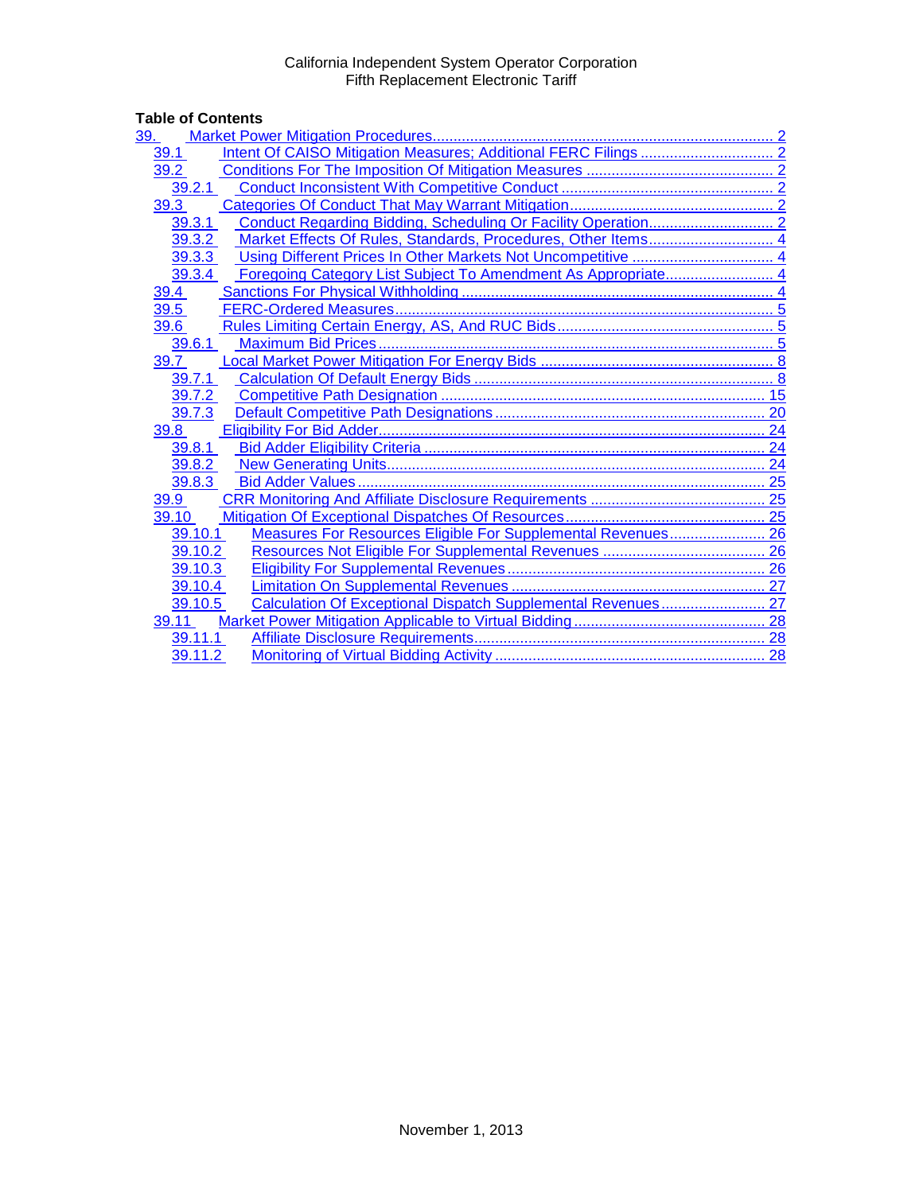California Independent System Operator Corporation
Fifth Replacement Electronic Tariff

**Table of Contents**

- 39. Market Power Mitigation Procedures ..... 2
  - 39.1 Intent Of CAISO Mitigation Measures; Additional FERC Filings ..... 2
  - 39.2 Conditions For The Imposition Of Mitigation Measures ..... 2
    - 39.2.1 Conduct Inconsistent With Competitive Conduct ..... 2
  - 39.3 Categories Of Conduct That May Warrant Mitigation ..... 2
    - 39.3.1 Conduct Regarding Bidding, Scheduling Or Facility Operation ..... 2
    - 39.3.2 Market Effects Of Rules, Standards, Procedures, Other Items ..... 4
    - 39.3.3 Using Different Prices In Other Markets Not Uncompetitive ..... 4
    - 39.3.4 Foregoing Category List Subject To Amendment As Appropriate ..... 4
  - 39.4 Sanctions For Physical Withholding ..... 4
  - 39.5 FERC-Ordered Measures ..... 5
  - 39.6 Rules Limiting Certain Energy, AS, And RUC Bids ..... 5
    - 39.6.1 Maximum Bid Prices ..... 5
  - 39.7 Local Market Power Mitigation For Energy Bids ..... 8
    - 39.7.1 Calculation Of Default Energy Bids ..... 8
    - 39.7.2 Competitive Path Designation ..... 15
    - 39.7.3 Default Competitive Path Designations ..... 20
  - 39.8 Eligibility For Bid Adder ..... 24
    - 39.8.1 Bid Adder Eligibility Criteria ..... 24
    - 39.8.2 New Generating Units ..... 24
    - 39.8.3 Bid Adder Values ..... 25
  - 39.9 CRR Monitoring And Affiliate Disclosure Requirements ..... 25
  - 39.10 Mitigation Of Exceptional Dispatches Of Resources ..... 25
    - 39.10.1 Measures For Resources Eligible For Supplemental Revenues ..... 26
    - 39.10.2 Resources Not Eligible For Supplemental Revenues ..... 26
    - 39.10.3 Eligibility For Supplemental Revenues ..... 26
    - 39.10.4 Limitation On Supplemental Revenues ..... 27
    - 39.10.5 Calculation Of Exceptional Dispatch Supplemental Revenues ..... 27
  - 39.11 Market Power Mitigation Applicable to Virtual Bidding ..... 28
    - 39.11.1 Affiliate Disclosure Requirements ..... 28
    - 39.11.2 Monitoring of Virtual Bidding Activity ..... 28

November 1, 2013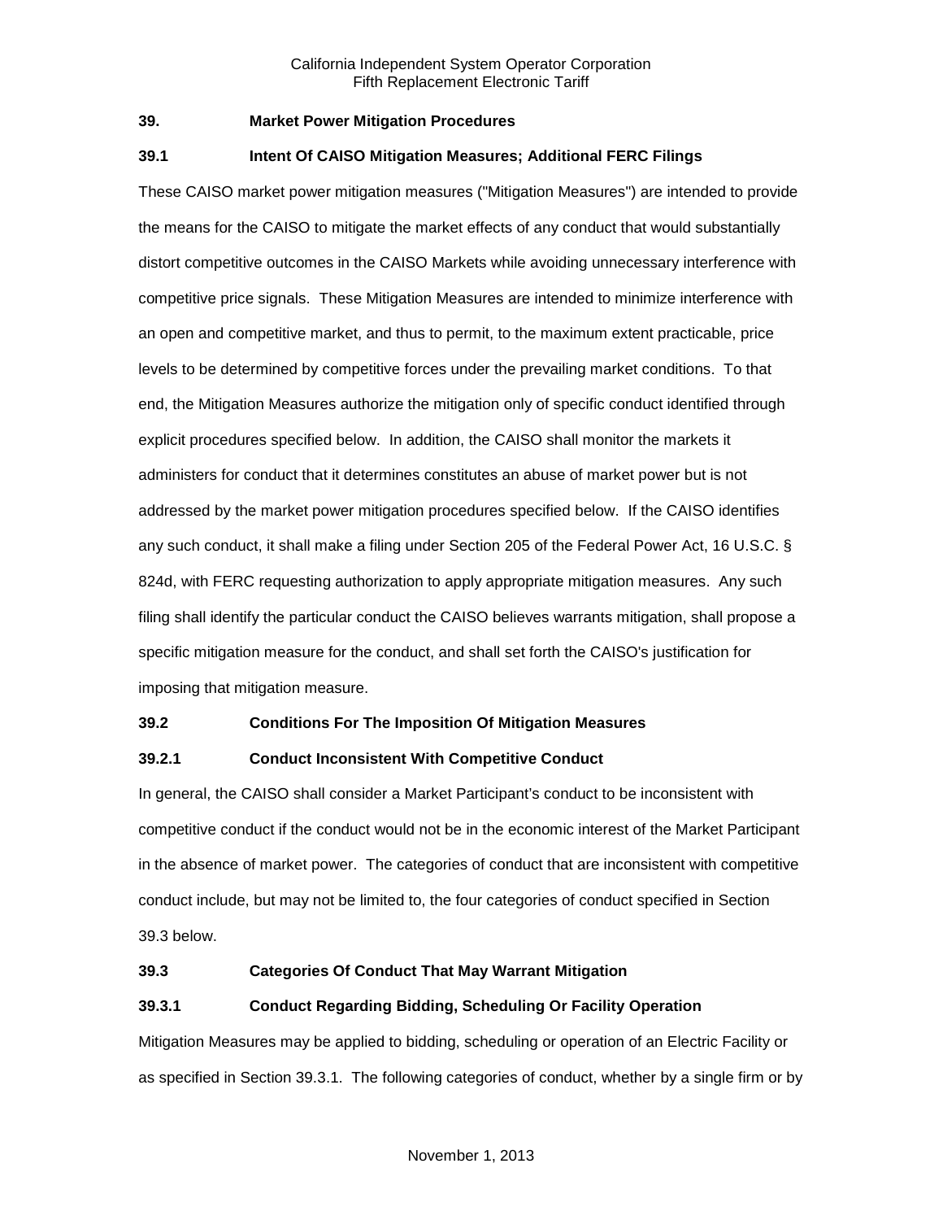# 39. Market Power Mitigation Procedures

## 39.1 Intent Of CAISO Mitigation Measures; Additional FERC Filings

These CAISO market power mitigation measures ("Mitigation Measures") are intended to provide the means for the CAISO to mitigate the market effects of any conduct that would substantially distort competitive outcomes in the CAISO Markets while avoiding unnecessary interference with competitive price signals. These Mitigation Measures are intended to minimize interference with an open and competitive market, and thus to permit, to the maximum extent practicable, price levels to be determined by competitive forces under the prevailing market conditions. To that end, the Mitigation Measures authorize the mitigation only of specific conduct identified through explicit procedures specified below. In addition, the CAISO shall monitor the markets it administers for conduct that it determines constitutes an abuse of market power but is not addressed by the market power mitigation procedures specified below. If the CAISO identifies any such conduct, it shall make a filing under Section 205 of the Federal Power Act, 16 U.S.C. § 824d, with FERC requesting authorization to apply appropriate mitigation measures. Any such filing shall identify the particular conduct the CAISO believes warrants mitigation, shall propose a specific mitigation measure for the conduct, and shall set forth the CAISO's justification for imposing that mitigation measure.

## 39.2 Conditions For The Imposition Of Mitigation Measures

### 39.2.1 Conduct Inconsistent With Competitive Conduct

In general, the CAISO shall consider a Market Participant's conduct to be inconsistent with competitive conduct if the conduct would not be in the economic interest of the Market Participant in the absence of market power. The categories of conduct that are inconsistent with competitive conduct include, but may not be limited to, the four categories of conduct specified in Section 39.3 below.

## 39.3 Categories Of Conduct That May Warrant Mitigation

### 39.3.1 Conduct Regarding Bidding, Scheduling Or Facility Operation

Mitigation Measures may be applied to bidding, scheduling or operation of an Electric Facility or as specified in Section 39.3.1. The following categories of conduct, whether by a single firm or by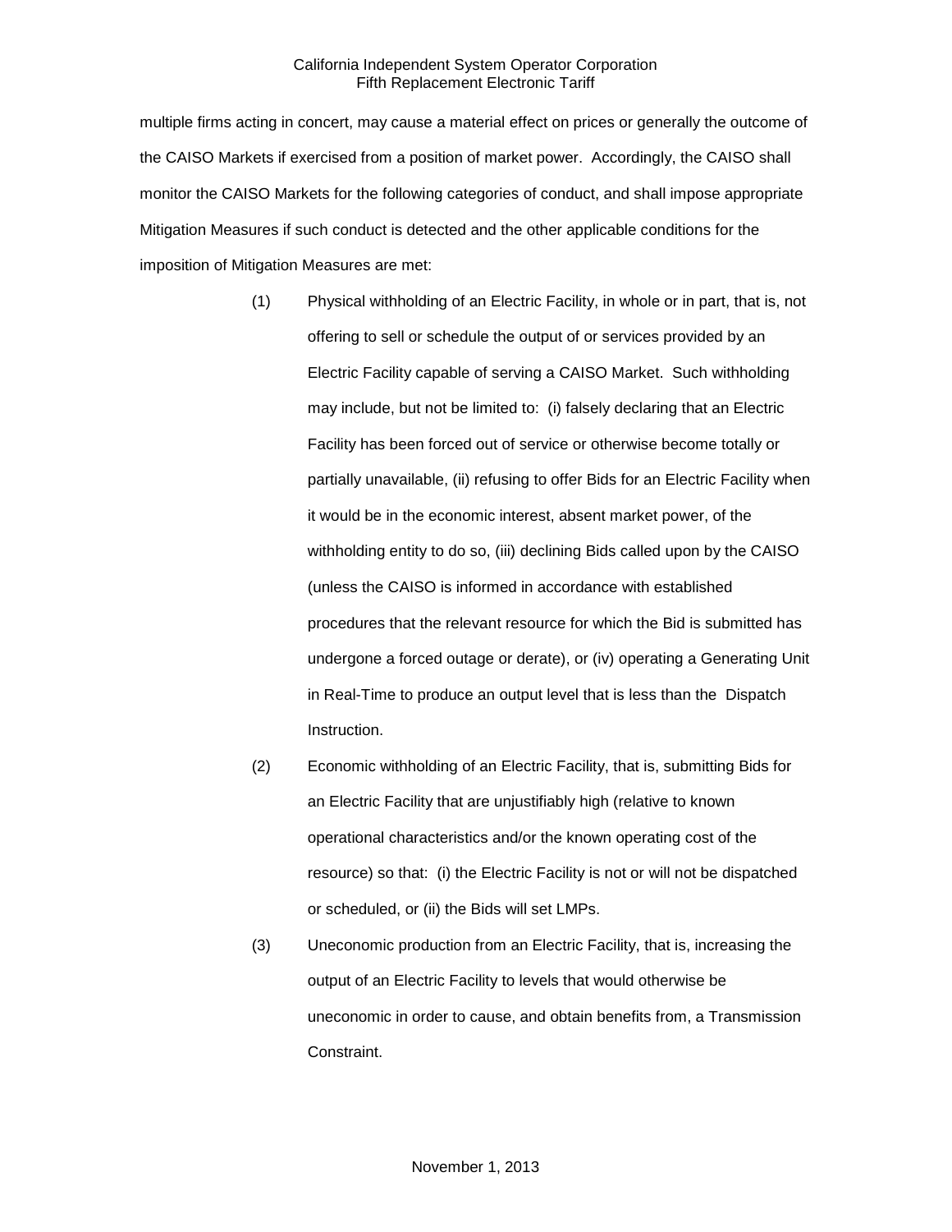multiple firms acting in concert, may cause a material effect on prices or generally the outcome of the CAISO Markets if exercised from a position of market power. Accordingly, the CAISO shall monitor the CAISO Markets for the following categories of conduct, and shall impose appropriate Mitigation Measures if such conduct is detected and the other applicable conditions for the imposition of Mitigation Measures are met:

(1) Physical withholding of an Electric Facility, in whole or in part, that is, not offering to sell or schedule the output of or services provided by an Electric Facility capable of serving a CAISO Market. Such withholding may include, but not be limited to: (i) falsely declaring that an Electric Facility has been forced out of service or otherwise become totally or partially unavailable, (ii) refusing to offer Bids for an Electric Facility when it would be in the economic interest, absent market power, of the withholding entity to do so, (iii) declining Bids called upon by the CAISO (unless the CAISO is informed in accordance with established procedures that the relevant resource for which the Bid is submitted has undergone a forced outage or derate), or (iv) operating a Generating Unit in Real-Time to produce an output level that is less than the Dispatch Instruction.

(2) Economic withholding of an Electric Facility, that is, submitting Bids for an Electric Facility that are unjustifiably high (relative to known operational characteristics and/or the known operating cost of the resource) so that: (i) the Electric Facility is not or will not be dispatched or scheduled, or (ii) the Bids will set LMPs.

(3) Uneconomic production from an Electric Facility, that is, increasing the output of an Electric Facility to levels that would otherwise be uneconomic in order to cause, and obtain benefits from, a Transmission Constraint.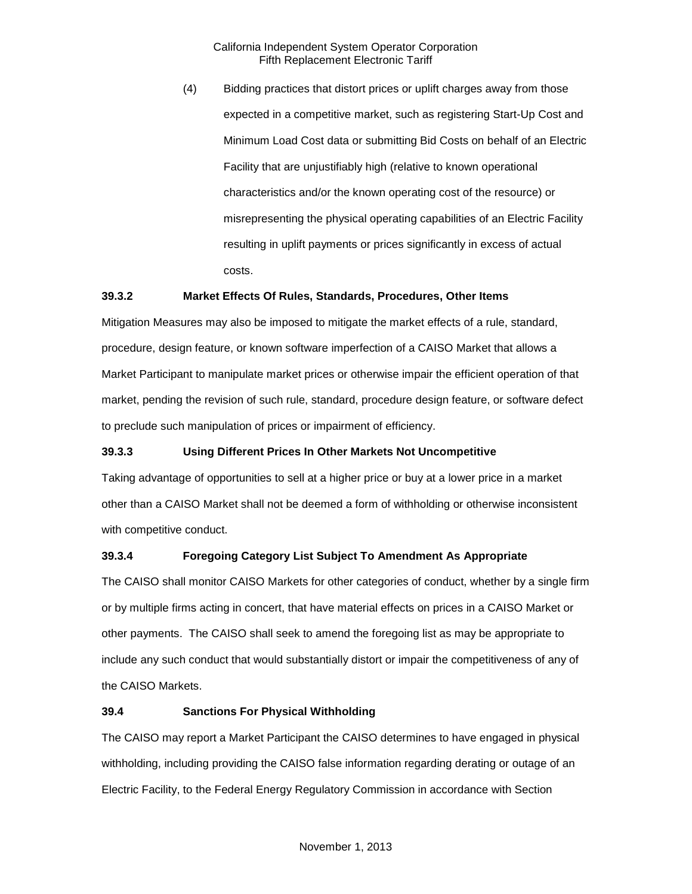(4) Bidding practices that distort prices or uplift charges away from those expected in a competitive market, such as registering Start-Up Cost and Minimum Load Cost data or submitting Bid Costs on behalf of an Electric Facility that are unjustifiably high (relative to known operational characteristics and/or the known operating cost of the resource) or misrepresenting the physical operating capabilities of an Electric Facility resulting in uplift payments or prices significantly in excess of actual costs.

### 39.3.2 Market Effects Of Rules, Standards, Procedures, Other Items

Mitigation Measures may also be imposed to mitigate the market effects of a rule, standard, procedure, design feature, or known software imperfection of a CAISO Market that allows a Market Participant to manipulate market prices or otherwise impair the efficient operation of that market, pending the revision of such rule, standard, procedure design feature, or software defect to preclude such manipulation of prices or impairment of efficiency.

### 39.3.3 Using Different Prices In Other Markets Not Uncompetitive

Taking advantage of opportunities to sell at a higher price or buy at a lower price in a market other than a CAISO Market shall not be deemed a form of withholding or otherwise inconsistent with competitive conduct.

### 39.3.4 Foregoing Category List Subject To Amendment As Appropriate

The CAISO shall monitor CAISO Markets for other categories of conduct, whether by a single firm or by multiple firms acting in concert, that have material effects on prices in a CAISO Market or other payments. The CAISO shall seek to amend the foregoing list as may be appropriate to include any such conduct that would substantially distort or impair the competitiveness of any of the CAISO Markets.

## 39.4 Sanctions For Physical Withholding

The CAISO may report a Market Participant the CAISO determines to have engaged in physical withholding, including providing the CAISO false information regarding derating or outage of an Electric Facility, to the Federal Energy Regulatory Commission in accordance with Section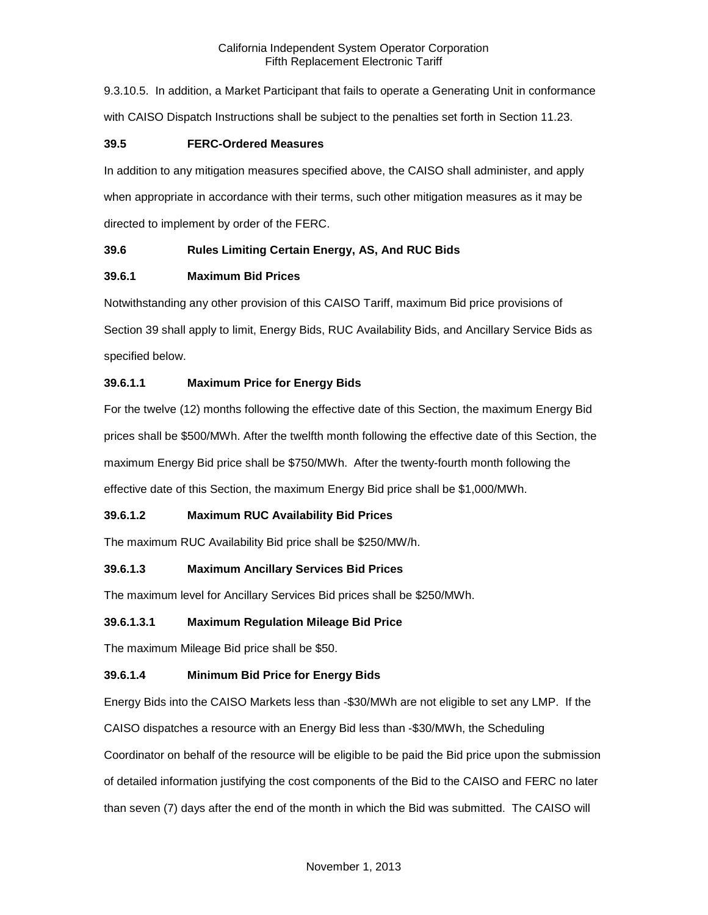9.3.10.5. In addition, a Market Participant that fails to operate a Generating Unit in conformance with CAISO Dispatch Instructions shall be subject to the penalties set forth in Section 11.23.

**39.5 FERC-Ordered Measures**

In addition to any mitigation measures specified above, the CAISO shall administer, and apply when appropriate in accordance with their terms, such other mitigation measures as it may be directed to implement by order of the FERC.

**39.6 Rules Limiting Certain Energy, AS, And RUC Bids**

**39.6.1 Maximum Bid Prices**

Notwithstanding any other provision of this CAISO Tariff, maximum Bid price provisions of Section 39 shall apply to limit, Energy Bids, RUC Availability Bids, and Ancillary Service Bids as specified below.

**39.6.1.1 Maximum Price for Energy Bids**

For the twelve (12) months following the effective date of this Section, the maximum Energy Bid prices shall be $500/MWh. After the twelfth month following the effective date of this Section, the maximum Energy Bid price shall be $750/MWh. After the twenty-fourth month following the effective date of this Section, the maximum Energy Bid price shall be $1,000/MWh.

**39.6.1.2 Maximum RUC Availability Bid Prices**

The maximum RUC Availability Bid price shall be $250/MW/h.

**39.6.1.3 Maximum Ancillary Services Bid Prices**

The maximum level for Ancillary Services Bid prices shall be $250/MWh.

**39.6.1.3.1 Maximum Regulation Mileage Bid Price**

The maximum Mileage Bid price shall be $50.

**39.6.1.4 Minimum Bid Price for Energy Bids**

Energy Bids into the CAISO Markets less than -$30/MWh are not eligible to set any LMP. If the CAISO dispatches a resource with an Energy Bid less than -$30/MWh, the Scheduling Coordinator on behalf of the resource will be eligible to be paid the Bid price upon the submission of detailed information justifying the cost components of the Bid to the CAISO and FERC no later than seven (7) days after the end of the month in which the Bid was submitted. The CAISO will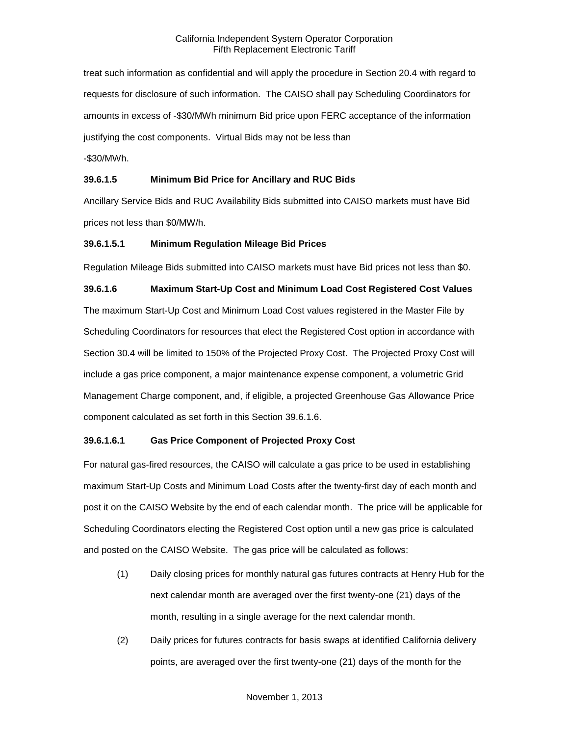treat such information as confidential and will apply the procedure in Section 20.4 with regard to requests for disclosure of such information. The CAISO shall pay Scheduling Coordinators for amounts in excess of -$30/MWh minimum Bid price upon FERC acceptance of the information justifying the cost components. Virtual Bids may not be less than -$30/MWh.

**39.6.1.5 Minimum Bid Price for Ancillary and RUC Bids**

Ancillary Service Bids and RUC Availability Bids submitted into CAISO markets must have Bid prices not less than $0/MW/h.

**39.6.1.5.1 Minimum Regulation Mileage Bid Prices**

Regulation Mileage Bids submitted into CAISO markets must have Bid prices not less than $0.

**39.6.1.6 Maximum Start-Up Cost and Minimum Load Cost Registered Cost Values**

The maximum Start-Up Cost and Minimum Load Cost values registered in the Master File by Scheduling Coordinators for resources that elect the Registered Cost option in accordance with Section 30.4 will be limited to 150% of the Projected Proxy Cost. The Projected Proxy Cost will include a gas price component, a major maintenance expense component, a volumetric Grid Management Charge component, and, if eligible, a projected Greenhouse Gas Allowance Price component calculated as set forth in this Section 39.6.1.6.

**39.6.1.6.1 Gas Price Component of Projected Proxy Cost**

For natural gas-fired resources, the CAISO will calculate a gas price to be used in establishing maximum Start-Up Costs and Minimum Load Costs after the twenty-first day of each month and post it on the CAISO Website by the end of each calendar month. The price will be applicable for Scheduling Coordinators electing the Registered Cost option until a new gas price is calculated and posted on the CAISO Website. The gas price will be calculated as follows:

(1) Daily closing prices for monthly natural gas futures contracts at Henry Hub for the next calendar month are averaged over the first twenty-one (21) days of the month, resulting in a single average for the next calendar month.

(2) Daily prices for futures contracts for basis swaps at identified California delivery points, are averaged over the first twenty-one (21) days of the month for the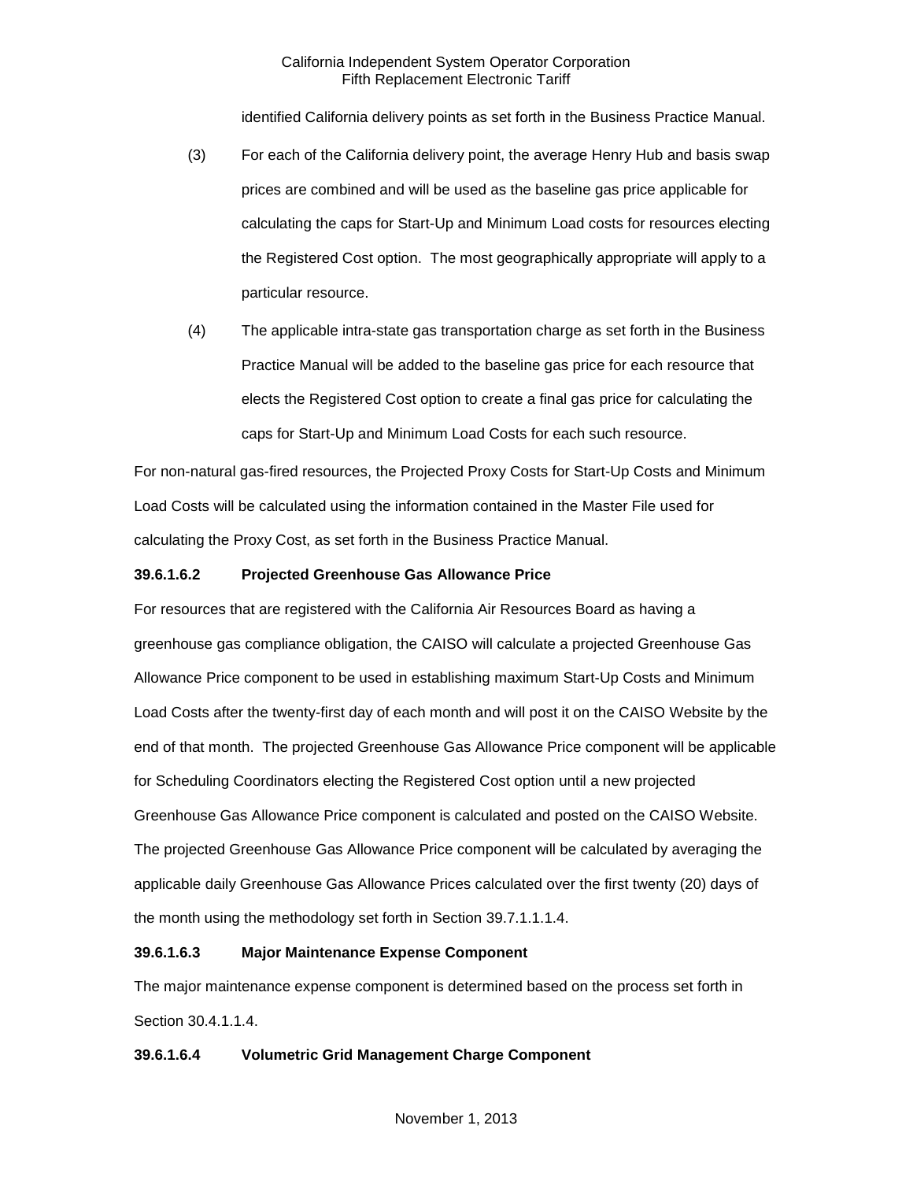identified California delivery points as set forth in the Business Practice Manual.

(3) For each of the California delivery point, the average Henry Hub and basis swap prices are combined and will be used as the baseline gas price applicable for calculating the caps for Start-Up and Minimum Load costs for resources electing the Registered Cost option. The most geographically appropriate will apply to a particular resource.

(4) The applicable intra-state gas transportation charge as set forth in the Business Practice Manual will be added to the baseline gas price for each resource that elects the Registered Cost option to create a final gas price for calculating the caps for Start-Up and Minimum Load Costs for each such resource.

For non-natural gas-fired resources, the Projected Proxy Costs for Start-Up Costs and Minimum Load Costs will be calculated using the information contained in the Master File used for calculating the Proxy Cost, as set forth in the Business Practice Manual.

**39.6.1.6.2 Projected Greenhouse Gas Allowance Price**

For resources that are registered with the California Air Resources Board as having a greenhouse gas compliance obligation, the CAISO will calculate a projected Greenhouse Gas Allowance Price component to be used in establishing maximum Start-Up Costs and Minimum Load Costs after the twenty-first day of each month and will post it on the CAISO Website by the end of that month. The projected Greenhouse Gas Allowance Price component will be applicable for Scheduling Coordinators electing the Registered Cost option until a new projected Greenhouse Gas Allowance Price component is calculated and posted on the CAISO Website. The projected Greenhouse Gas Allowance Price component will be calculated by averaging the applicable daily Greenhouse Gas Allowance Prices calculated over the first twenty (20) days of the month using the methodology set forth in Section 39.7.1.1.1.4.

**39.6.1.6.3 Major Maintenance Expense Component**

The major maintenance expense component is determined based on the process set forth in Section 30.4.1.1.4.

**39.6.1.6.4 Volumetric Grid Management Charge Component**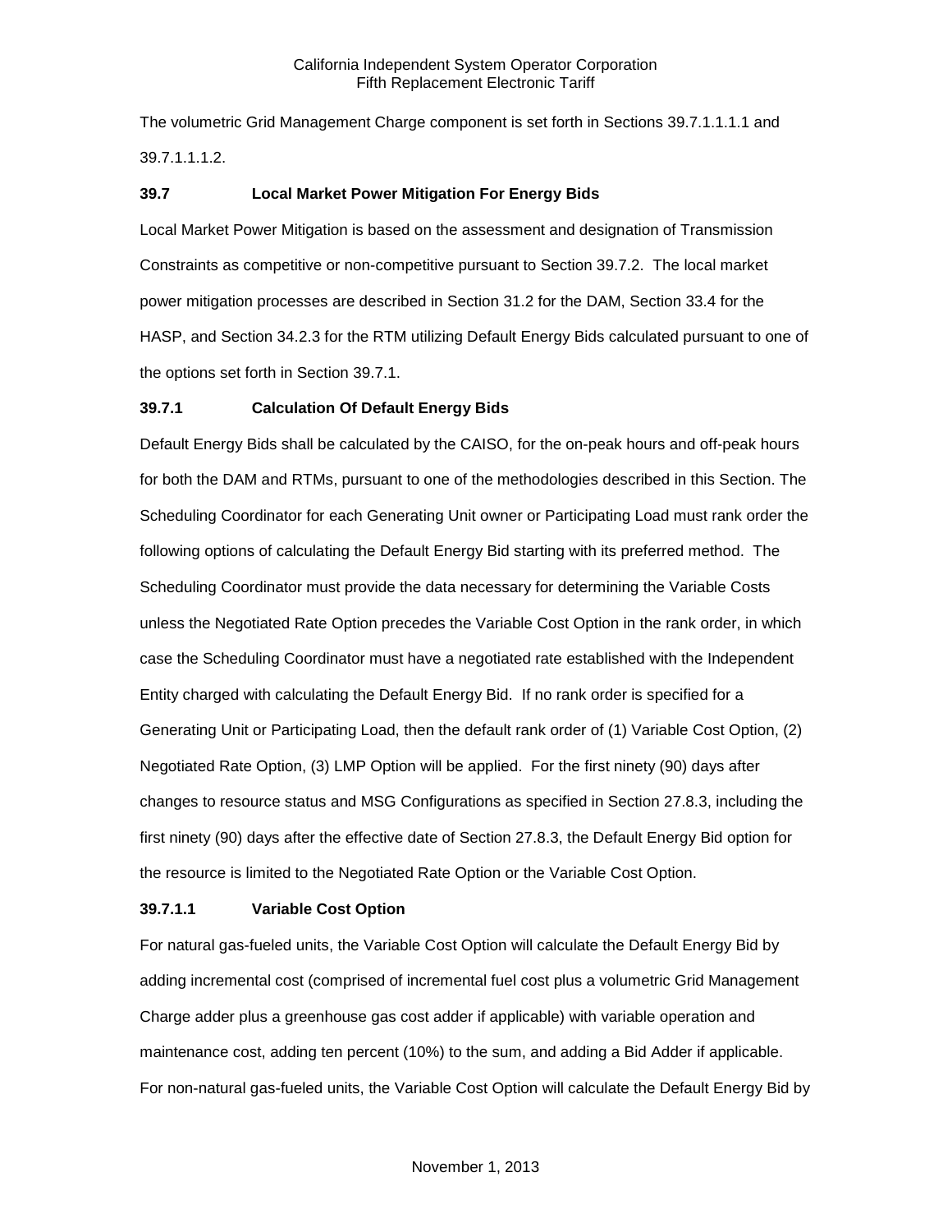The volumetric Grid Management Charge component is set forth in Sections 39.7.1.1.1.1 and 39.7.1.1.1.2.

### 39.7 Local Market Power Mitigation For Energy Bids

Local Market Power Mitigation is based on the assessment and designation of Transmission Constraints as competitive or non-competitive pursuant to Section 39.7.2. The local market power mitigation processes are described in Section 31.2 for the DAM, Section 33.4 for the HASP, and Section 34.2.3 for the RTM utilizing Default Energy Bids calculated pursuant to one of the options set forth in Section 39.7.1.

### 39.7.1 Calculation Of Default Energy Bids

Default Energy Bids shall be calculated by the CAISO, for the on-peak hours and off-peak hours for both the DAM and RTMs, pursuant to one of the methodologies described in this Section. The Scheduling Coordinator for each Generating Unit owner or Participating Load must rank order the following options of calculating the Default Energy Bid starting with its preferred method. The Scheduling Coordinator must provide the data necessary for determining the Variable Costs unless the Negotiated Rate Option precedes the Variable Cost Option in the rank order, in which case the Scheduling Coordinator must have a negotiated rate established with the Independent Entity charged with calculating the Default Energy Bid. If no rank order is specified for a Generating Unit or Participating Load, then the default rank order of (1) Variable Cost Option, (2) Negotiated Rate Option, (3) LMP Option will be applied. For the first ninety (90) days after changes to resource status and MSG Configurations as specified in Section 27.8.3, including the first ninety (90) days after the effective date of Section 27.8.3, the Default Energy Bid option for the resource is limited to the Negotiated Rate Option or the Variable Cost Option.

### 39.7.1.1 Variable Cost Option

For natural gas-fueled units, the Variable Cost Option will calculate the Default Energy Bid by adding incremental cost (comprised of incremental fuel cost plus a volumetric Grid Management Charge adder plus a greenhouse gas cost adder if applicable) with variable operation and maintenance cost, adding ten percent (10%) to the sum, and adding a Bid Adder if applicable. For non-natural gas-fueled units, the Variable Cost Option will calculate the Default Energy Bid by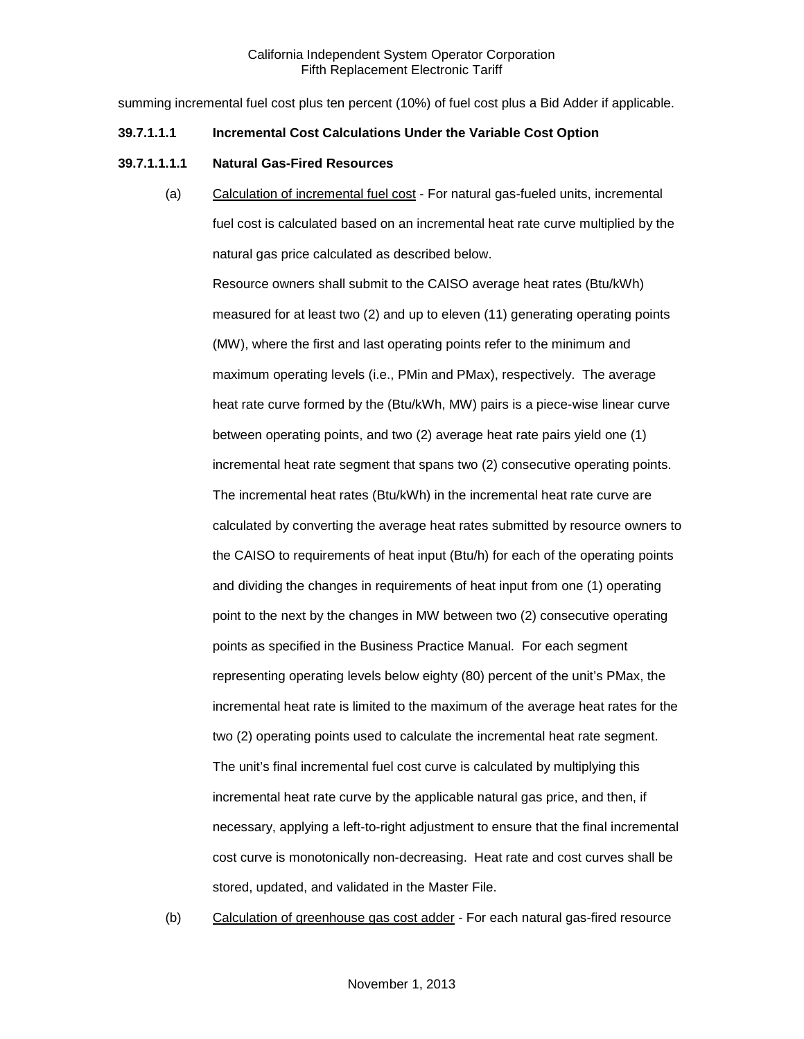summing incremental fuel cost plus ten percent (10%) of fuel cost plus a Bid Adder if applicable.

**39.7.1.1.1 Incremental Cost Calculations Under the Variable Cost Option**

**39.7.1.1.1.1 Natural Gas-Fired Resources**

(a) Calculation of incremental fuel cost - For natural gas-fueled units, incremental fuel cost is calculated based on an incremental heat rate curve multiplied by the natural gas price calculated as described below.

Resource owners shall submit to the CAISO average heat rates (Btu/kWh) measured for at least two (2) and up to eleven (11) generating operating points (MW), where the first and last operating points refer to the minimum and maximum operating levels (i.e., PMin and PMax), respectively. The average heat rate curve formed by the (Btu/kWh, MW) pairs is a piece-wise linear curve between operating points, and two (2) average heat rate pairs yield one (1) incremental heat rate segment that spans two (2) consecutive operating points. The incremental heat rates (Btu/kWh) in the incremental heat rate curve are calculated by converting the average heat rates submitted by resource owners to the CAISO to requirements of heat input (Btu/h) for each of the operating points and dividing the changes in requirements of heat input from one (1) operating point to the next by the changes in MW between two (2) consecutive operating points as specified in the Business Practice Manual. For each segment representing operating levels below eighty (80) percent of the unit's PMax, the incremental heat rate is limited to the maximum of the average heat rates for the two (2) operating points used to calculate the incremental heat rate segment. The unit's final incremental fuel cost curve is calculated by multiplying this incremental heat rate curve by the applicable natural gas price, and then, if necessary, applying a left-to-right adjustment to ensure that the final incremental cost curve is monotonically non-decreasing. Heat rate and cost curves shall be stored, updated, and validated in the Master File.

(b) Calculation of greenhouse gas cost adder - For each natural gas-fired resource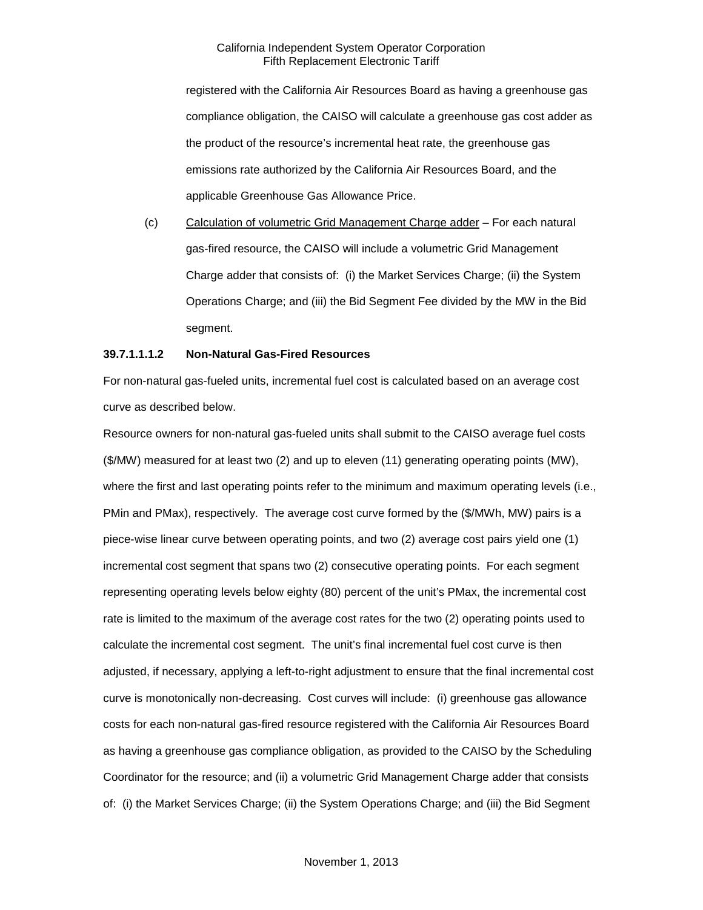registered with the California Air Resources Board as having a greenhouse gas compliance obligation, the CAISO will calculate a greenhouse gas cost adder as the product of the resource's incremental heat rate, the greenhouse gas emissions rate authorized by the California Air Resources Board, and the applicable Greenhouse Gas Allowance Price.

(c) Calculation of volumetric Grid Management Charge adder – For each natural gas-fired resource, the CAISO will include a volumetric Grid Management Charge adder that consists of: (i) the Market Services Charge; (ii) the System Operations Charge; and (iii) the Bid Segment Fee divided by the MW in the Bid segment.

**39.7.1.1.1.2 Non-Natural Gas-Fired Resources**

For non-natural gas-fueled units, incremental fuel cost is calculated based on an average cost curve as described below.

Resource owners for non-natural gas-fueled units shall submit to the CAISO average fuel costs ($/MW) measured for at least two (2) and up to eleven (11) generating operating points (MW), where the first and last operating points refer to the minimum and maximum operating levels (i.e., PMin and PMax), respectively. The average cost curve formed by the ($/MWh, MW) pairs is a piece-wise linear curve between operating points, and two (2) average cost pairs yield one (1) incremental cost segment that spans two (2) consecutive operating points. For each segment representing operating levels below eighty (80) percent of the unit's PMax, the incremental cost rate is limited to the maximum of the average cost rates for the two (2) operating points used to calculate the incremental cost segment. The unit's final incremental fuel cost curve is then adjusted, if necessary, applying a left-to-right adjustment to ensure that the final incremental cost curve is monotonically non-decreasing. Cost curves will include: (i) greenhouse gas allowance costs for each non-natural gas-fired resource registered with the California Air Resources Board as having a greenhouse gas compliance obligation, as provided to the CAISO by the Scheduling Coordinator for the resource; and (ii) a volumetric Grid Management Charge adder that consists of: (i) the Market Services Charge; (ii) the System Operations Charge; and (iii) the Bid Segment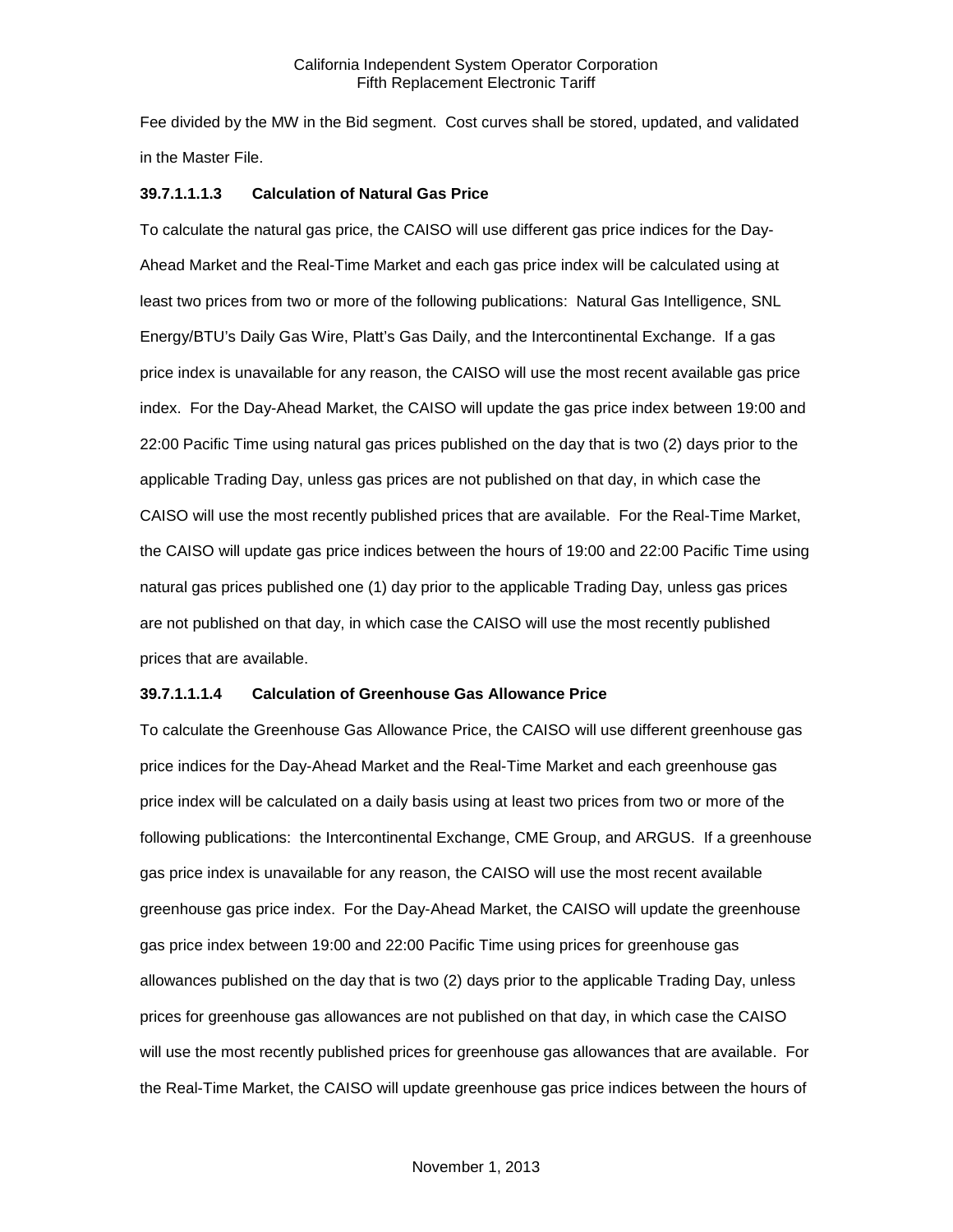Fee divided by the MW in the Bid segment. Cost curves shall be stored, updated, and validated in the Master File.

**39.7.1.1.1.3 Calculation of Natural Gas Price**

To calculate the natural gas price, the CAISO will use different gas price indices for the Day-Ahead Market and the Real-Time Market and each gas price index will be calculated using at least two prices from two or more of the following publications: Natural Gas Intelligence, SNL Energy/BTU's Daily Gas Wire, Platt's Gas Daily, and the Intercontinental Exchange. If a gas price index is unavailable for any reason, the CAISO will use the most recent available gas price index. For the Day-Ahead Market, the CAISO will update the gas price index between 19:00 and 22:00 Pacific Time using natural gas prices published on the day that is two (2) days prior to the applicable Trading Day, unless gas prices are not published on that day, in which case the CAISO will use the most recently published prices that are available. For the Real-Time Market, the CAISO will update gas price indices between the hours of 19:00 and 22:00 Pacific Time using natural gas prices published one (1) day prior to the applicable Trading Day, unless gas prices are not published on that day, in which case the CAISO will use the most recently published prices that are available.

**39.7.1.1.1.4 Calculation of Greenhouse Gas Allowance Price**

To calculate the Greenhouse Gas Allowance Price, the CAISO will use different greenhouse gas price indices for the Day-Ahead Market and the Real-Time Market and each greenhouse gas price index will be calculated on a daily basis using at least two prices from two or more of the following publications: the Intercontinental Exchange, CME Group, and ARGUS. If a greenhouse gas price index is unavailable for any reason, the CAISO will use the most recent available greenhouse gas price index. For the Day-Ahead Market, the CAISO will update the greenhouse gas price index between 19:00 and 22:00 Pacific Time using prices for greenhouse gas allowances published on the day that is two (2) days prior to the applicable Trading Day, unless prices for greenhouse gas allowances are not published on that day, in which case the CAISO will use the most recently published prices for greenhouse gas allowances that are available. For the Real-Time Market, the CAISO will update greenhouse gas price indices between the hours of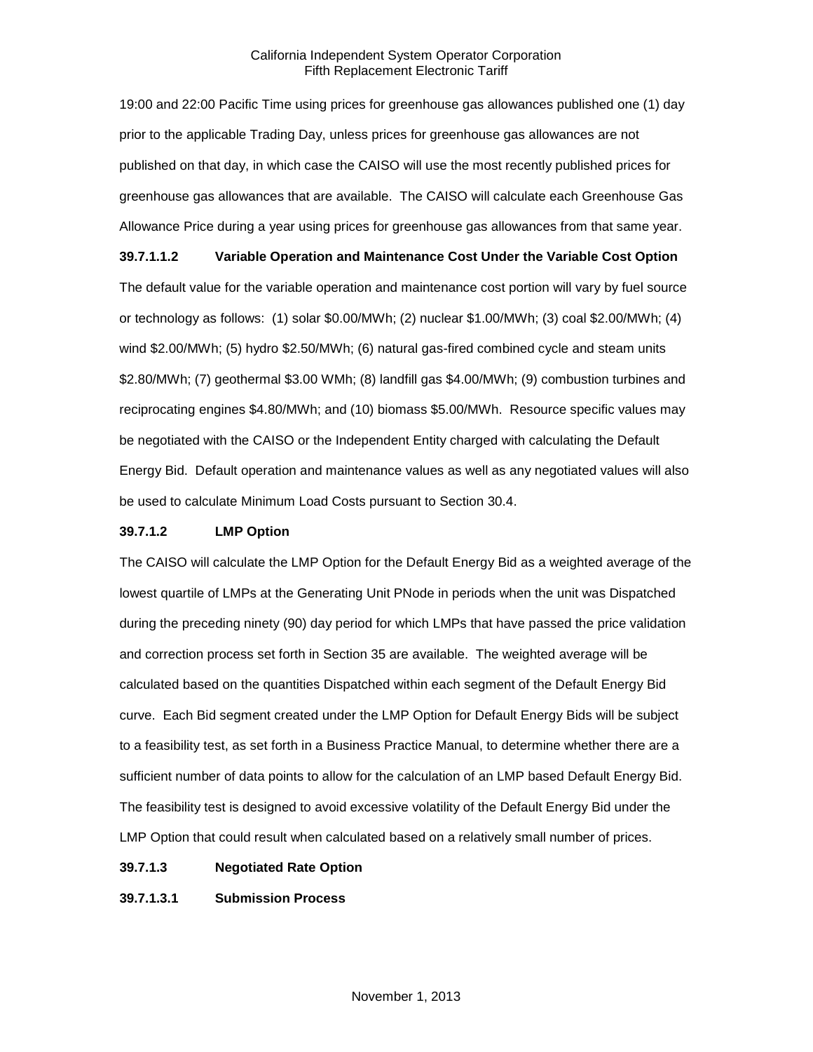19:00 and 22:00 Pacific Time using prices for greenhouse gas allowances published one (1) day prior to the applicable Trading Day, unless prices for greenhouse gas allowances are not published on that day, in which case the CAISO will use the most recently published prices for greenhouse gas allowances that are available. The CAISO will calculate each Greenhouse Gas Allowance Price during a year using prices for greenhouse gas allowances from that same year.

**39.7.1.1.2 Variable Operation and Maintenance Cost Under the Variable Cost Option**

The default value for the variable operation and maintenance cost portion will vary by fuel source or technology as follows: (1) solar $0.00/MWh; (2) nuclear $1.00/MWh; (3) coal $2.00/MWh; (4) wind $2.00/MWh; (5) hydro $2.50/MWh; (6) natural gas-fired combined cycle and steam units $2.80/MWh; (7) geothermal $3.00 WMh; (8) landfill gas $4.00/MWh; (9) combustion turbines and reciprocating engines $4.80/MWh; and (10) biomass $5.00/MWh. Resource specific values may be negotiated with the CAISO or the Independent Entity charged with calculating the Default Energy Bid. Default operation and maintenance values as well as any negotiated values will also be used to calculate Minimum Load Costs pursuant to Section 30.4.

**39.7.1.2 LMP Option**

The CAISO will calculate the LMP Option for the Default Energy Bid as a weighted average of the lowest quartile of LMPs at the Generating Unit PNode in periods when the unit was Dispatched during the preceding ninety (90) day period for which LMPs that have passed the price validation and correction process set forth in Section 35 are available. The weighted average will be calculated based on the quantities Dispatched within each segment of the Default Energy Bid curve. Each Bid segment created under the LMP Option for Default Energy Bids will be subject to a feasibility test, as set forth in a Business Practice Manual, to determine whether there are a sufficient number of data points to allow for the calculation of an LMP based Default Energy Bid. The feasibility test is designed to avoid excessive volatility of the Default Energy Bid under the LMP Option that could result when calculated based on a relatively small number of prices.

**39.7.1.3 Negotiated Rate Option**

**39.7.1.3.1 Submission Process**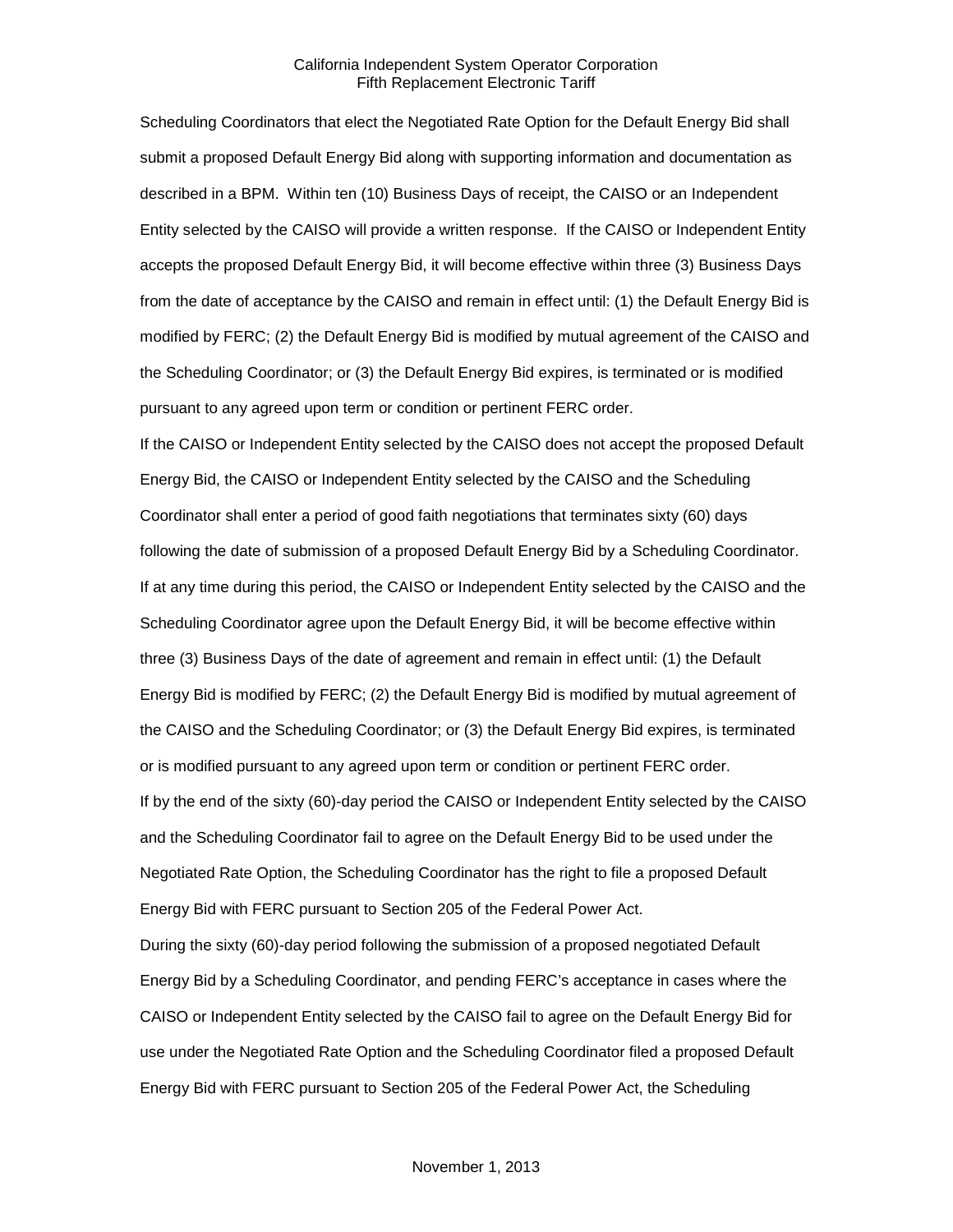Scheduling Coordinators that elect the Negotiated Rate Option for the Default Energy Bid shall submit a proposed Default Energy Bid along with supporting information and documentation as described in a BPM. Within ten (10) Business Days of receipt, the CAISO or an Independent Entity selected by the CAISO will provide a written response. If the CAISO or Independent Entity accepts the proposed Default Energy Bid, it will become effective within three (3) Business Days from the date of acceptance by the CAISO and remain in effect until: (1) the Default Energy Bid is modified by FERC; (2) the Default Energy Bid is modified by mutual agreement of the CAISO and the Scheduling Coordinator; or (3) the Default Energy Bid expires, is terminated or is modified pursuant to any agreed upon term or condition or pertinent FERC order.

If the CAISO or Independent Entity selected by the CAISO does not accept the proposed Default Energy Bid, the CAISO or Independent Entity selected by the CAISO and the Scheduling Coordinator shall enter a period of good faith negotiations that terminates sixty (60) days following the date of submission of a proposed Default Energy Bid by a Scheduling Coordinator. If at any time during this period, the CAISO or Independent Entity selected by the CAISO and the Scheduling Coordinator agree upon the Default Energy Bid, it will be become effective within three (3) Business Days of the date of agreement and remain in effect until: (1) the Default Energy Bid is modified by FERC; (2) the Default Energy Bid is modified by mutual agreement of the CAISO and the Scheduling Coordinator; or (3) the Default Energy Bid expires, is terminated or is modified pursuant to any agreed upon term or condition or pertinent FERC order.

If by the end of the sixty (60)-day period the CAISO or Independent Entity selected by the CAISO and the Scheduling Coordinator fail to agree on the Default Energy Bid to be used under the Negotiated Rate Option, the Scheduling Coordinator has the right to file a proposed Default Energy Bid with FERC pursuant to Section 205 of the Federal Power Act.

During the sixty (60)-day period following the submission of a proposed negotiated Default Energy Bid by a Scheduling Coordinator, and pending FERC's acceptance in cases where the CAISO or Independent Entity selected by the CAISO fail to agree on the Default Energy Bid for use under the Negotiated Rate Option and the Scheduling Coordinator filed a proposed Default Energy Bid with FERC pursuant to Section 205 of the Federal Power Act, the Scheduling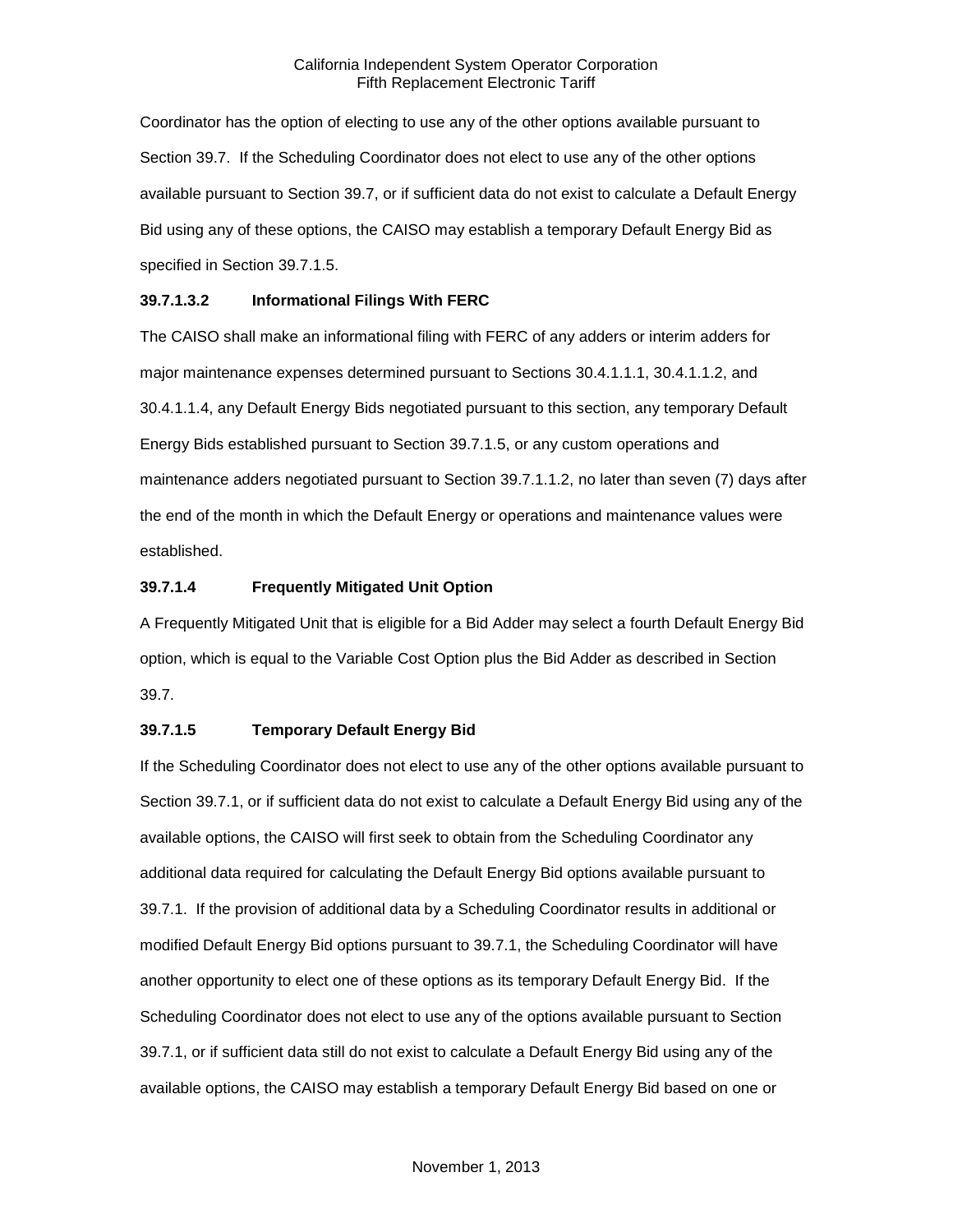Coordinator has the option of electing to use any of the other options available pursuant to Section 39.7. If the Scheduling Coordinator does not elect to use any of the other options available pursuant to Section 39.7, or if sufficient data do not exist to calculate a Default Energy Bid using any of these options, the CAISO may establish a temporary Default Energy Bid as specified in Section 39.7.1.5.

**39.7.1.3.2 Informational Filings With FERC**

The CAISO shall make an informational filing with FERC of any adders or interim adders for major maintenance expenses determined pursuant to Sections 30.4.1.1.1, 30.4.1.1.2, and 30.4.1.1.4, any Default Energy Bids negotiated pursuant to this section, any temporary Default Energy Bids established pursuant to Section 39.7.1.5, or any custom operations and maintenance adders negotiated pursuant to Section 39.7.1.1.2, no later than seven (7) days after the end of the month in which the Default Energy or operations and maintenance values were established.

**39.7.1.4 Frequently Mitigated Unit Option**

A Frequently Mitigated Unit that is eligible for a Bid Adder may select a fourth Default Energy Bid option, which is equal to the Variable Cost Option plus the Bid Adder as described in Section 39.7.

**39.7.1.5 Temporary Default Energy Bid**

If the Scheduling Coordinator does not elect to use any of the other options available pursuant to Section 39.7.1, or if sufficient data do not exist to calculate a Default Energy Bid using any of the available options, the CAISO will first seek to obtain from the Scheduling Coordinator any additional data required for calculating the Default Energy Bid options available pursuant to 39.7.1. If the provision of additional data by a Scheduling Coordinator results in additional or modified Default Energy Bid options pursuant to 39.7.1, the Scheduling Coordinator will have another opportunity to elect one of these options as its temporary Default Energy Bid. If the Scheduling Coordinator does not elect to use any of the options available pursuant to Section 39.7.1, or if sufficient data still do not exist to calculate a Default Energy Bid using any of the available options, the CAISO may establish a temporary Default Energy Bid based on one or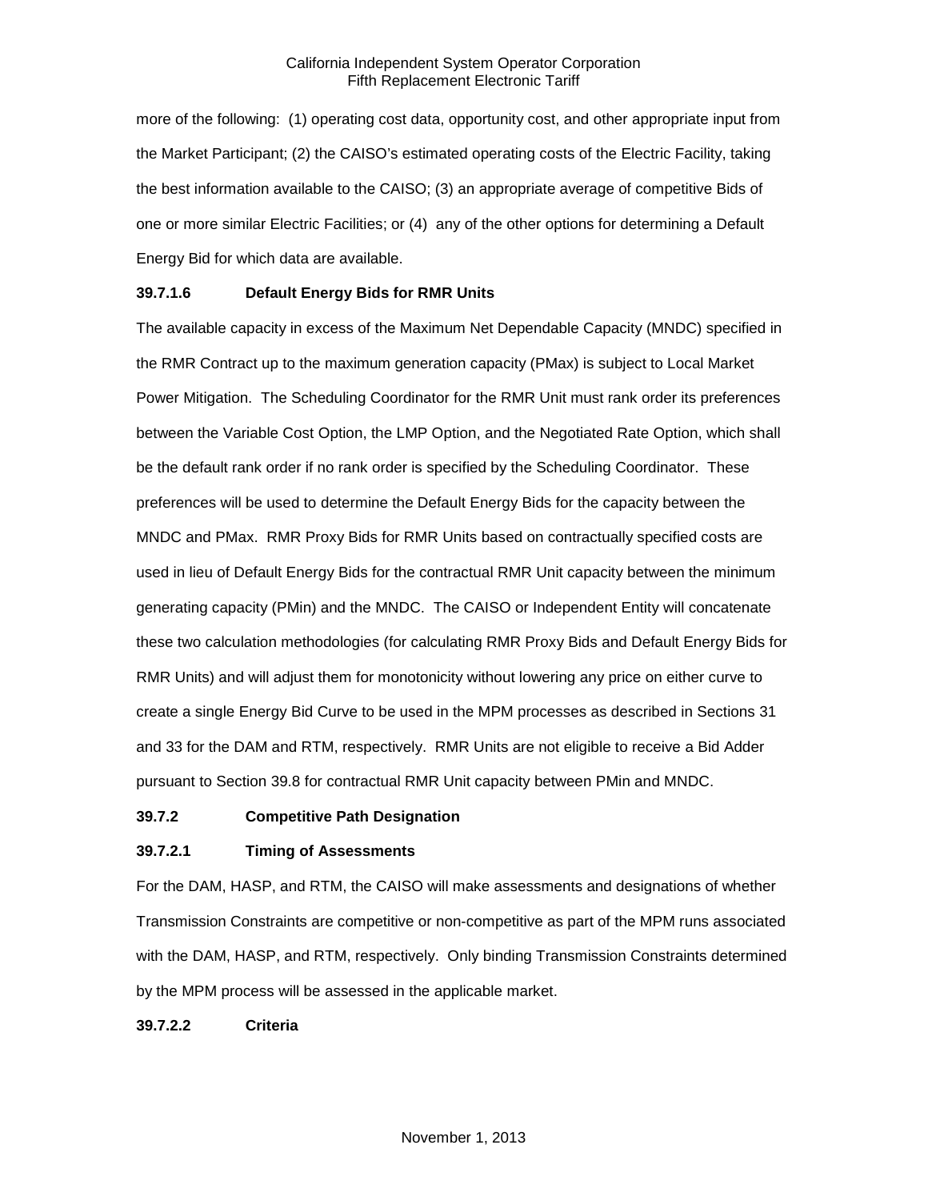more of the following: (1) operating cost data, opportunity cost, and other appropriate input from the Market Participant; (2) the CAISO's estimated operating costs of the Electric Facility, taking the best information available to the CAISO; (3) an appropriate average of competitive Bids of one or more similar Electric Facilities; or (4) any of the other options for determining a Default Energy Bid for which data are available.

**39.7.1.6 Default Energy Bids for RMR Units**

The available capacity in excess of the Maximum Net Dependable Capacity (MNDC) specified in the RMR Contract up to the maximum generation capacity (PMax) is subject to Local Market Power Mitigation. The Scheduling Coordinator for the RMR Unit must rank order its preferences between the Variable Cost Option, the LMP Option, and the Negotiated Rate Option, which shall be the default rank order if no rank order is specified by the Scheduling Coordinator. These preferences will be used to determine the Default Energy Bids for the capacity between the MNDC and PMax. RMR Proxy Bids for RMR Units based on contractually specified costs are used in lieu of Default Energy Bids for the contractual RMR Unit capacity between the minimum generating capacity (PMin) and the MNDC. The CAISO or Independent Entity will concatenate these two calculation methodologies (for calculating RMR Proxy Bids and Default Energy Bids for RMR Units) and will adjust them for monotonicity without lowering any price on either curve to create a single Energy Bid Curve to be used in the MPM processes as described in Sections 31 and 33 for the DAM and RTM, respectively. RMR Units are not eligible to receive a Bid Adder pursuant to Section 39.8 for contractual RMR Unit capacity between PMin and MNDC.

**39.7.2 Competitive Path Designation**

**39.7.2.1 Timing of Assessments**

For the DAM, HASP, and RTM, the CAISO will make assessments and designations of whether Transmission Constraints are competitive or non-competitive as part of the MPM runs associated with the DAM, HASP, and RTM, respectively. Only binding Transmission Constraints determined by the MPM process will be assessed in the applicable market.

**39.7.2.2 Criteria**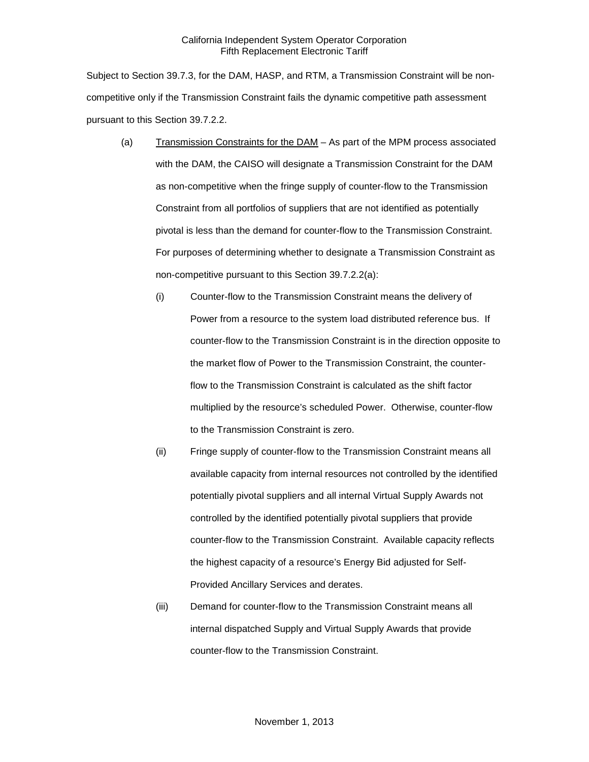Subject to Section 39.7.3, for the DAM, HASP, and RTM, a Transmission Constraint will be non-competitive only if the Transmission Constraint fails the dynamic competitive path assessment pursuant to this Section 39.7.2.2.

(a) Transmission Constraints for the DAM – As part of the MPM process associated with the DAM, the CAISO will designate a Transmission Constraint for the DAM as non-competitive when the fringe supply of counter-flow to the Transmission Constraint from all portfolios of suppliers that are not identified as potentially pivotal is less than the demand for counter-flow to the Transmission Constraint. For purposes of determining whether to designate a Transmission Constraint as non-competitive pursuant to this Section 39.7.2.2(a):

(i) Counter-flow to the Transmission Constraint means the delivery of Power from a resource to the system load distributed reference bus. If counter-flow to the Transmission Constraint is in the direction opposite to the market flow of Power to the Transmission Constraint, the counter-flow to the Transmission Constraint is calculated as the shift factor multiplied by the resource's scheduled Power. Otherwise, counter-flow to the Transmission Constraint is zero.

(ii) Fringe supply of counter-flow to the Transmission Constraint means all available capacity from internal resources not controlled by the identified potentially pivotal suppliers and all internal Virtual Supply Awards not controlled by the identified potentially pivotal suppliers that provide counter-flow to the Transmission Constraint. Available capacity reflects the highest capacity of a resource's Energy Bid adjusted for Self-Provided Ancillary Services and derates.

(iii) Demand for counter-flow to the Transmission Constraint means all internal dispatched Supply and Virtual Supply Awards that provide counter-flow to the Transmission Constraint.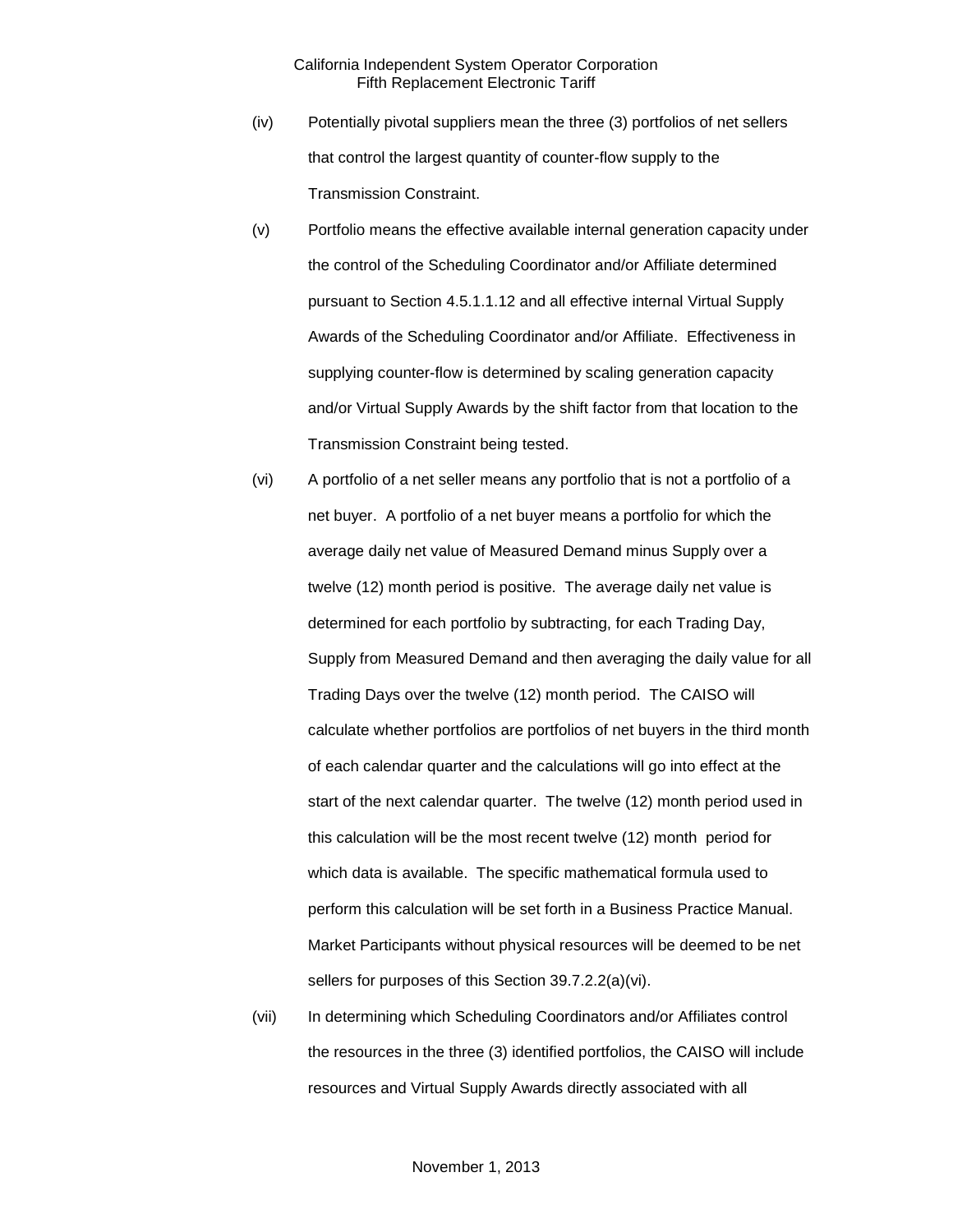(iv) Potentially pivotal suppliers mean the three (3) portfolios of net sellers that control the largest quantity of counter-flow supply to the Transmission Constraint.

(v) Portfolio means the effective available internal generation capacity under the control of the Scheduling Coordinator and/or Affiliate determined pursuant to Section 4.5.1.1.12 and all effective internal Virtual Supply Awards of the Scheduling Coordinator and/or Affiliate. Effectiveness in supplying counter-flow is determined by scaling generation capacity and/or Virtual Supply Awards by the shift factor from that location to the Transmission Constraint being tested.

(vi) A portfolio of a net seller means any portfolio that is not a portfolio of a net buyer. A portfolio of a net buyer means a portfolio for which the average daily net value of Measured Demand minus Supply over a twelve (12) month period is positive. The average daily net value is determined for each portfolio by subtracting, for each Trading Day, Supply from Measured Demand and then averaging the daily value for all Trading Days over the twelve (12) month period. The CAISO will calculate whether portfolios are portfolios of net buyers in the third month of each calendar quarter and the calculations will go into effect at the start of the next calendar quarter. The twelve (12) month period used in this calculation will be the most recent twelve (12) month period for which data is available. The specific mathematical formula used to perform this calculation will be set forth in a Business Practice Manual. Market Participants without physical resources will be deemed to be net sellers for purposes of this Section 39.7.2.2(a)(vi).

(vii) In determining which Scheduling Coordinators and/or Affiliates control the resources in the three (3) identified portfolios, the CAISO will include resources and Virtual Supply Awards directly associated with all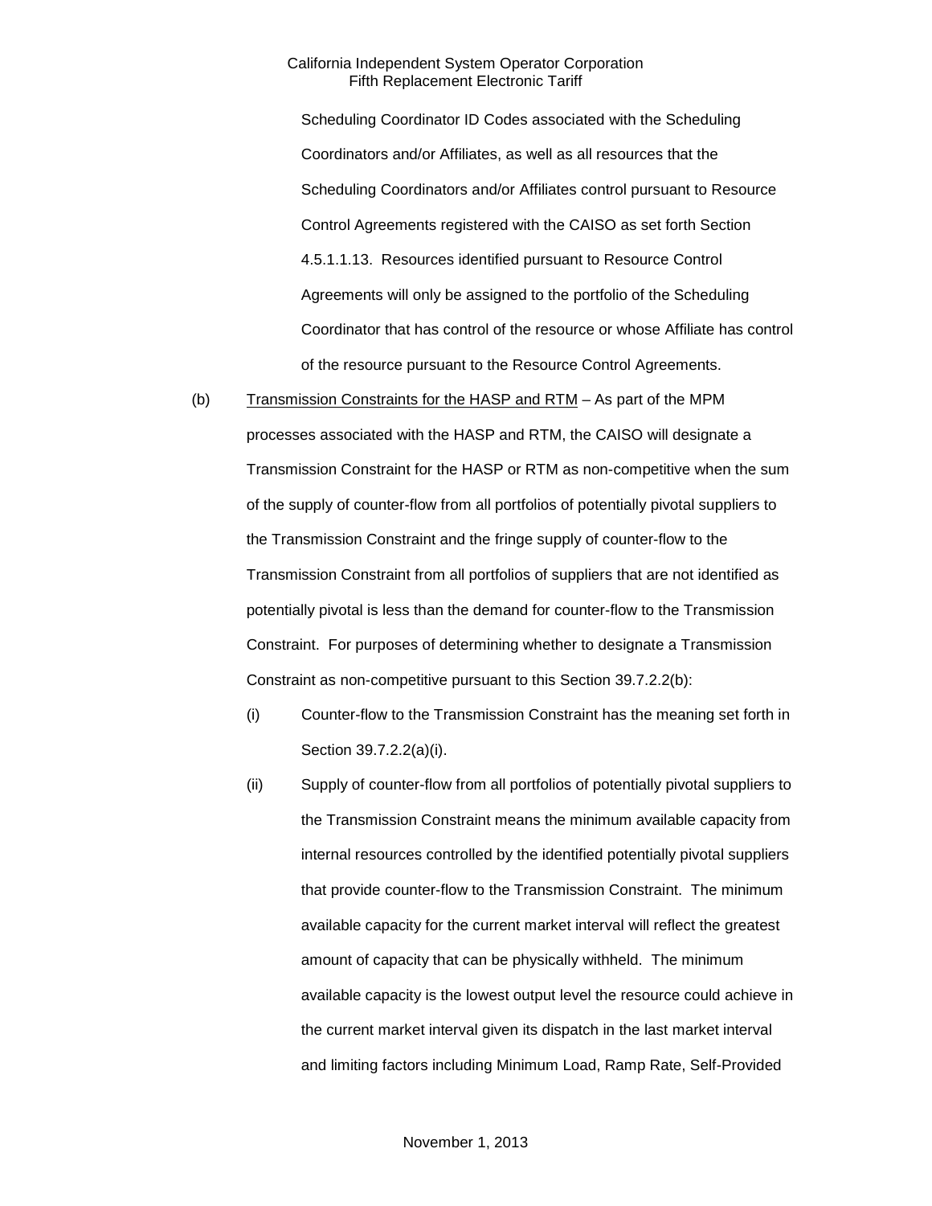Scheduling Coordinator ID Codes associated with the Scheduling Coordinators and/or Affiliates, as well as all resources that the Scheduling Coordinators and/or Affiliates control pursuant to Resource Control Agreements registered with the CAISO as set forth Section 4.5.1.1.13. Resources identified pursuant to Resource Control Agreements will only be assigned to the portfolio of the Scheduling Coordinator that has control of the resource or whose Affiliate has control of the resource pursuant to the Resource Control Agreements.

(b) Transmission Constraints for the HASP and RTM – As part of the MPM processes associated with the HASP and RTM, the CAISO will designate a Transmission Constraint for the HASP or RTM as non-competitive when the sum of the supply of counter-flow from all portfolios of potentially pivotal suppliers to the Transmission Constraint and the fringe supply of counter-flow to the Transmission Constraint from all portfolios of suppliers that are not identified as potentially pivotal is less than the demand for counter-flow to the Transmission Constraint. For purposes of determining whether to designate a Transmission Constraint as non-competitive pursuant to this Section 39.7.2.2(b):

(i) Counter-flow to the Transmission Constraint has the meaning set forth in Section 39.7.2.2(a)(i).

(ii) Supply of counter-flow from all portfolios of potentially pivotal suppliers to the Transmission Constraint means the minimum available capacity from internal resources controlled by the identified potentially pivotal suppliers that provide counter-flow to the Transmission Constraint. The minimum available capacity for the current market interval will reflect the greatest amount of capacity that can be physically withheld. The minimum available capacity is the lowest output level the resource could achieve in the current market interval given its dispatch in the last market interval and limiting factors including Minimum Load, Ramp Rate, Self-Provided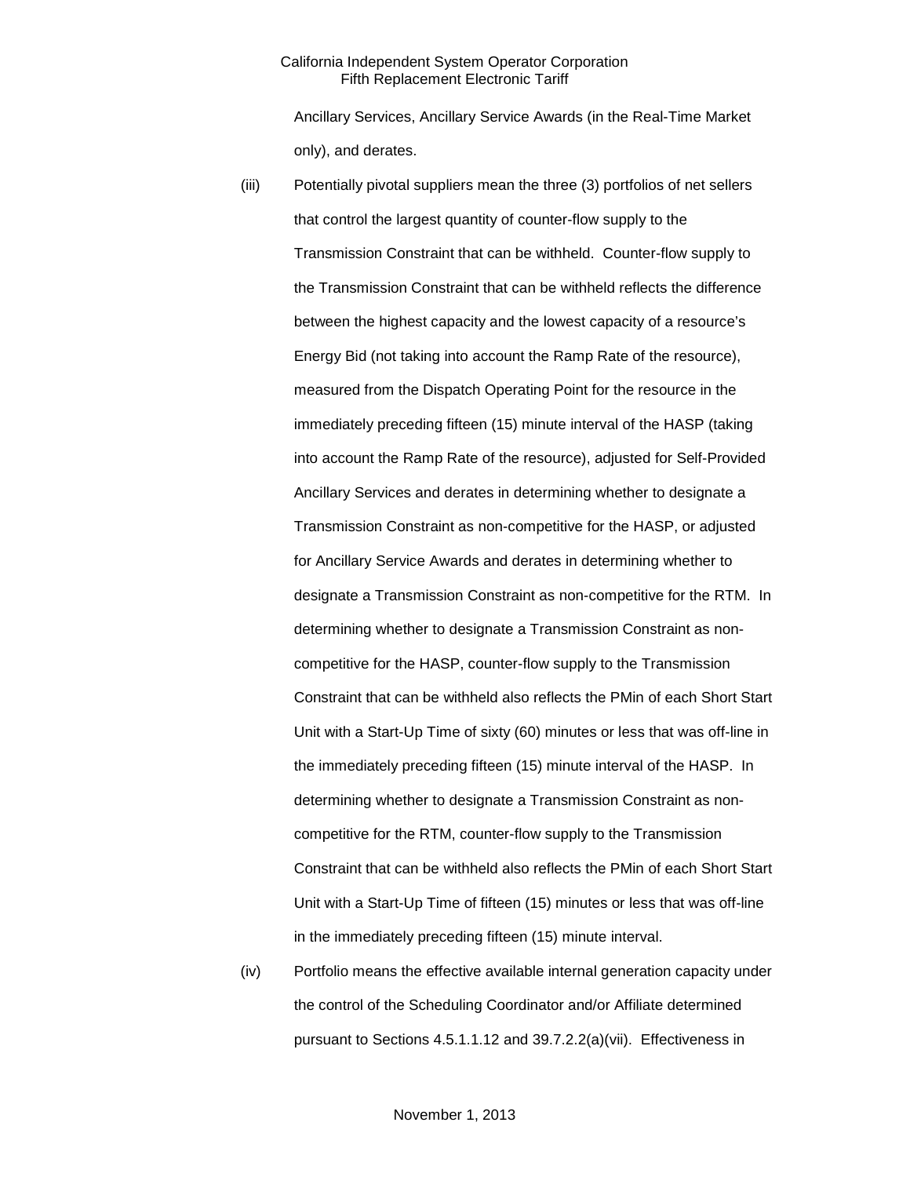Ancillary Services, Ancillary Service Awards (in the Real-Time Market only), and derates.

(iii) Potentially pivotal suppliers mean the three (3) portfolios of net sellers that control the largest quantity of counter-flow supply to the Transmission Constraint that can be withheld. Counter-flow supply to the Transmission Constraint that can be withheld reflects the difference between the highest capacity and the lowest capacity of a resource's Energy Bid (not taking into account the Ramp Rate of the resource), measured from the Dispatch Operating Point for the resource in the immediately preceding fifteen (15) minute interval of the HASP (taking into account the Ramp Rate of the resource), adjusted for Self-Provided Ancillary Services and derates in determining whether to designate a Transmission Constraint as non-competitive for the HASP, or adjusted for Ancillary Service Awards and derates in determining whether to designate a Transmission Constraint as non-competitive for the RTM. In determining whether to designate a Transmission Constraint as non-competitive for the HASP, counter-flow supply to the Transmission Constraint that can be withheld also reflects the PMin of each Short Start Unit with a Start-Up Time of sixty (60) minutes or less that was off-line in the immediately preceding fifteen (15) minute interval of the HASP. In determining whether to designate a Transmission Constraint as non-competitive for the RTM, counter-flow supply to the Transmission Constraint that can be withheld also reflects the PMin of each Short Start Unit with a Start-Up Time of fifteen (15) minutes or less that was off-line in the immediately preceding fifteen (15) minute interval.

(iv) Portfolio means the effective available internal generation capacity under the control of the Scheduling Coordinator and/or Affiliate determined pursuant to Sections 4.5.1.1.12 and 39.7.2.2(a)(vii). Effectiveness in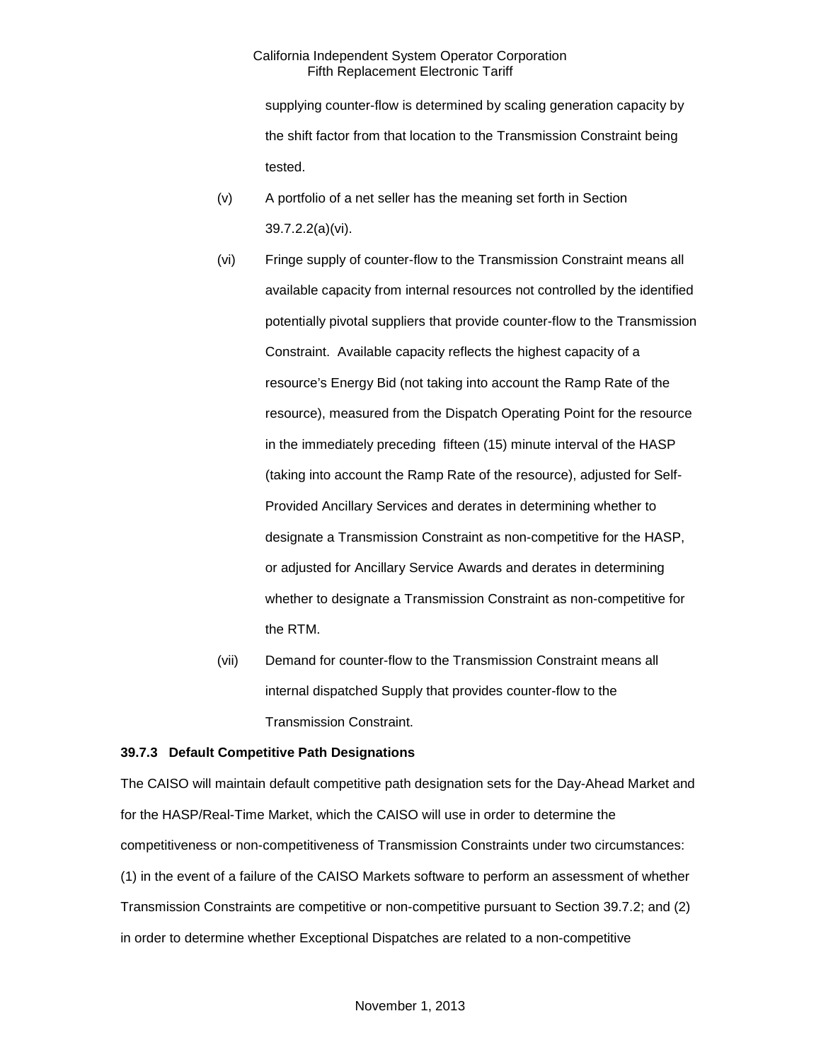supplying counter-flow is determined by scaling generation capacity by the shift factor from that location to the Transmission Constraint being tested.

(v) A portfolio of a net seller has the meaning set forth in Section 39.7.2.2(a)(vi).

(vi) Fringe supply of counter-flow to the Transmission Constraint means all available capacity from internal resources not controlled by the identified potentially pivotal suppliers that provide counter-flow to the Transmission Constraint. Available capacity reflects the highest capacity of a resource's Energy Bid (not taking into account the Ramp Rate of the resource), measured from the Dispatch Operating Point for the resource in the immediately preceding fifteen (15) minute interval of the HASP (taking into account the Ramp Rate of the resource), adjusted for Self-Provided Ancillary Services and derates in determining whether to designate a Transmission Constraint as non-competitive for the HASP, or adjusted for Ancillary Service Awards and derates in determining whether to designate a Transmission Constraint as non-competitive for the RTM.

(vii) Demand for counter-flow to the Transmission Constraint means all internal dispatched Supply that provides counter-flow to the Transmission Constraint.

**39.7.3 Default Competitive Path Designations**

The CAISO will maintain default competitive path designation sets for the Day-Ahead Market and for the HASP/Real-Time Market, which the CAISO will use in order to determine the competitiveness or non-competitiveness of Transmission Constraints under two circumstances: (1) in the event of a failure of the CAISO Markets software to perform an assessment of whether Transmission Constraints are competitive or non-competitive pursuant to Section 39.7.2; and (2) in order to determine whether Exceptional Dispatches are related to a non-competitive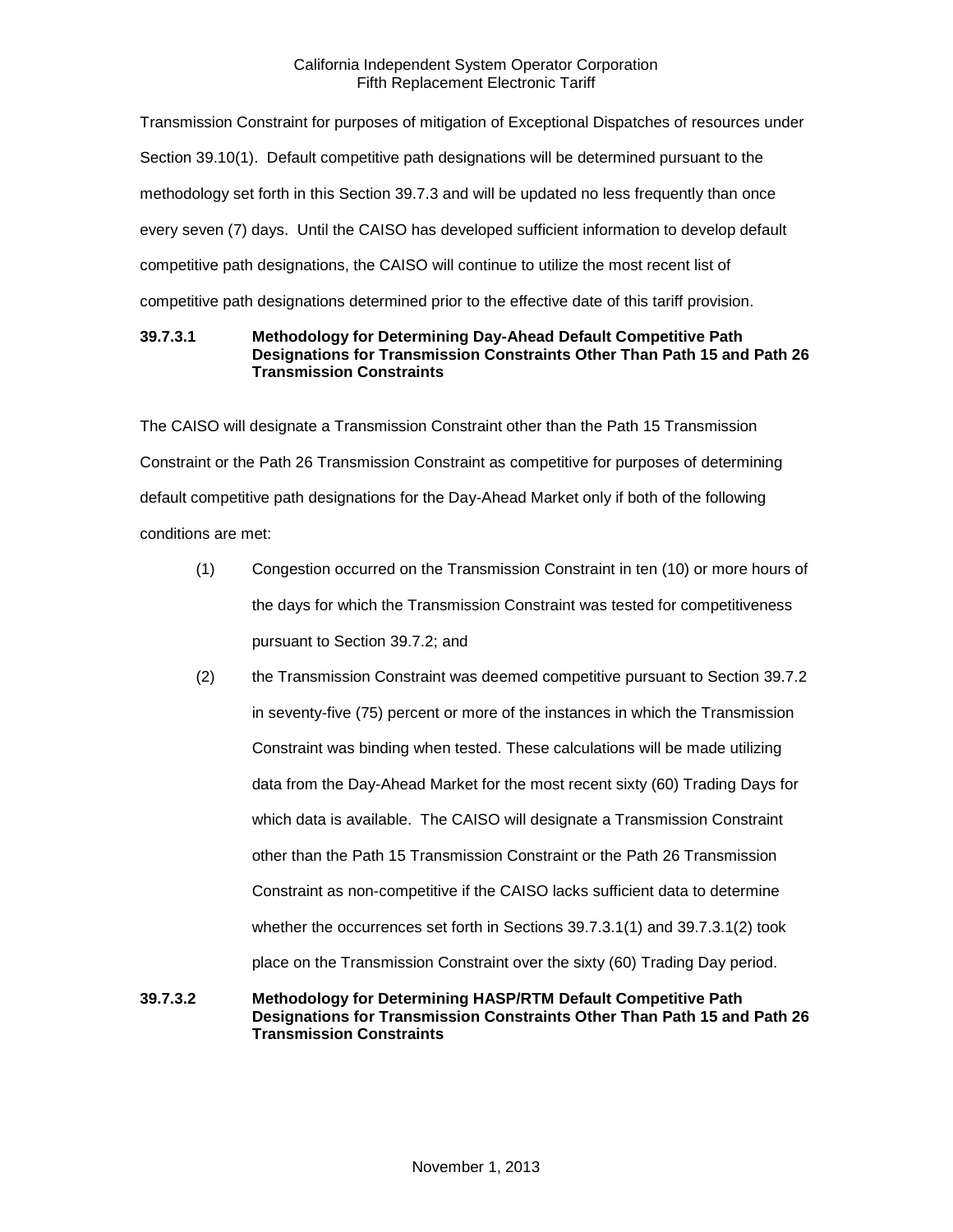Transmission Constraint for purposes of mitigation of Exceptional Dispatches of resources under Section 39.10(1). Default competitive path designations will be determined pursuant to the methodology set forth in this Section 39.7.3 and will be updated no less frequently than once every seven (7) days. Until the CAISO has developed sufficient information to develop default competitive path designations, the CAISO will continue to utilize the most recent list of competitive path designations determined prior to the effective date of this tariff provision.

**39.7.3.1 Methodology for Determining Day-Ahead Default Competitive Path Designations for Transmission Constraints Other Than Path 15 and Path 26 Transmission Constraints**

The CAISO will designate a Transmission Constraint other than the Path 15 Transmission Constraint or the Path 26 Transmission Constraint as competitive for purposes of determining default competitive path designations for the Day-Ahead Market only if both of the following conditions are met:

(1) Congestion occurred on the Transmission Constraint in ten (10) or more hours of the days for which the Transmission Constraint was tested for competitiveness pursuant to Section 39.7.2; and

(2) the Transmission Constraint was deemed competitive pursuant to Section 39.7.2 in seventy-five (75) percent or more of the instances in which the Transmission Constraint was binding when tested. These calculations will be made utilizing data from the Day-Ahead Market for the most recent sixty (60) Trading Days for which data is available. The CAISO will designate a Transmission Constraint other than the Path 15 Transmission Constraint or the Path 26 Transmission Constraint as non-competitive if the CAISO lacks sufficient data to determine whether the occurrences set forth in Sections 39.7.3.1(1) and 39.7.3.1(2) took place on the Transmission Constraint over the sixty (60) Trading Day period.

**39.7.3.2 Methodology for Determining HASP/RTM Default Competitive Path Designations for Transmission Constraints Other Than Path 15 and Path 26 Transmission Constraints**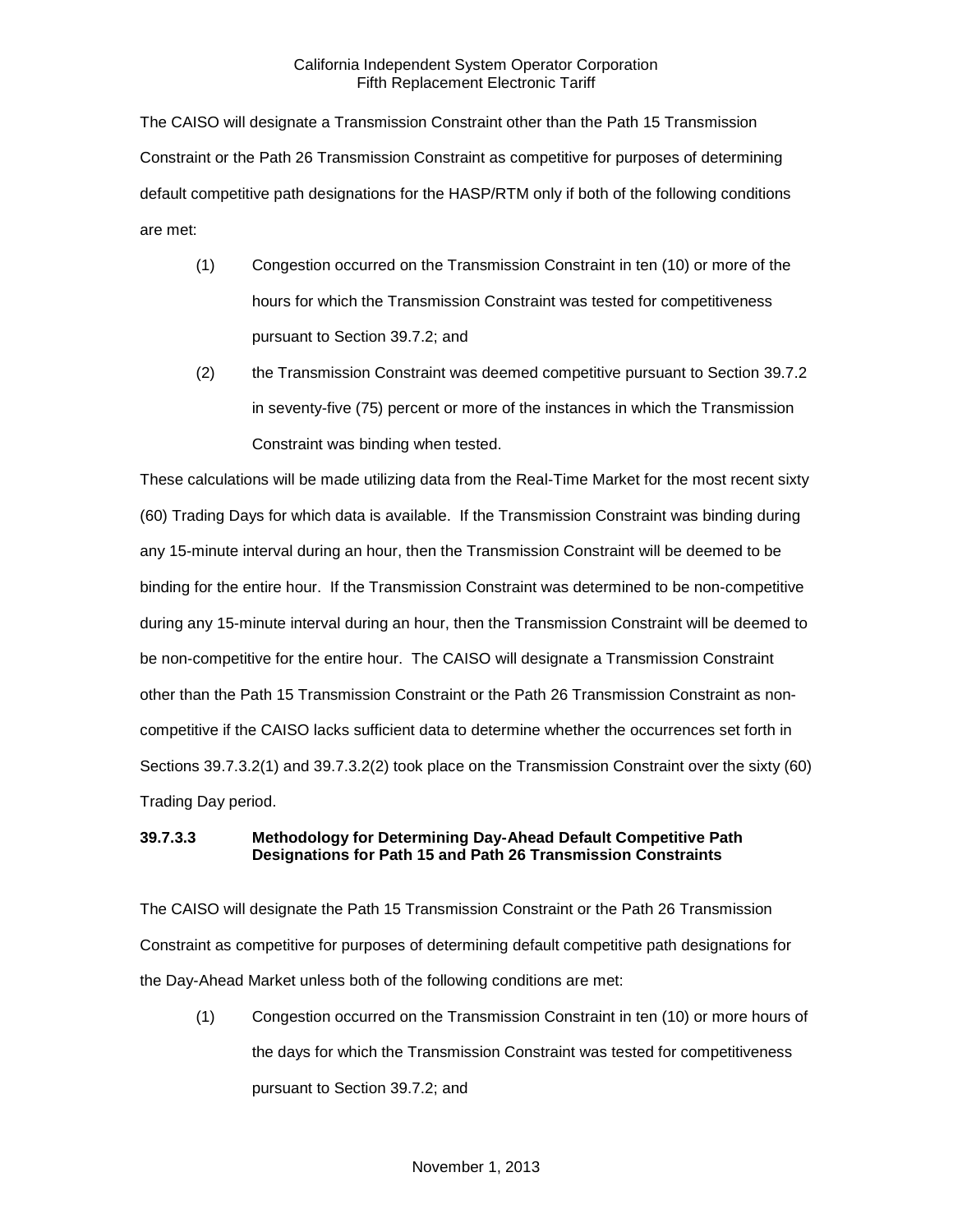The CAISO will designate a Transmission Constraint other than the Path 15 Transmission Constraint or the Path 26 Transmission Constraint as competitive for purposes of determining default competitive path designations for the HASP/RTM only if both of the following conditions are met:

(1) Congestion occurred on the Transmission Constraint in ten (10) or more of the hours for which the Transmission Constraint was tested for competitiveness pursuant to Section 39.7.2; and

(2) the Transmission Constraint was deemed competitive pursuant to Section 39.7.2 in seventy-five (75) percent or more of the instances in which the Transmission Constraint was binding when tested.

These calculations will be made utilizing data from the Real-Time Market for the most recent sixty (60) Trading Days for which data is available. If the Transmission Constraint was binding during any 15-minute interval during an hour, then the Transmission Constraint will be deemed to be binding for the entire hour. If the Transmission Constraint was determined to be non-competitive during any 15-minute interval during an hour, then the Transmission Constraint will be deemed to be non-competitive for the entire hour. The CAISO will designate a Transmission Constraint other than the Path 15 Transmission Constraint or the Path 26 Transmission Constraint as non-competitive if the CAISO lacks sufficient data to determine whether the occurrences set forth in Sections 39.7.3.2(1) and 39.7.3.2(2) took place on the Transmission Constraint over the sixty (60) Trading Day period.

### 39.7.3.3 Methodology for Determining Day-Ahead Default Competitive Path Designations for Path 15 and Path 26 Transmission Constraints

The CAISO will designate the Path 15 Transmission Constraint or the Path 26 Transmission Constraint as competitive for purposes of determining default competitive path designations for the Day-Ahead Market unless both of the following conditions are met:

(1) Congestion occurred on the Transmission Constraint in ten (10) or more hours of the days for which the Transmission Constraint was tested for competitiveness pursuant to Section 39.7.2; and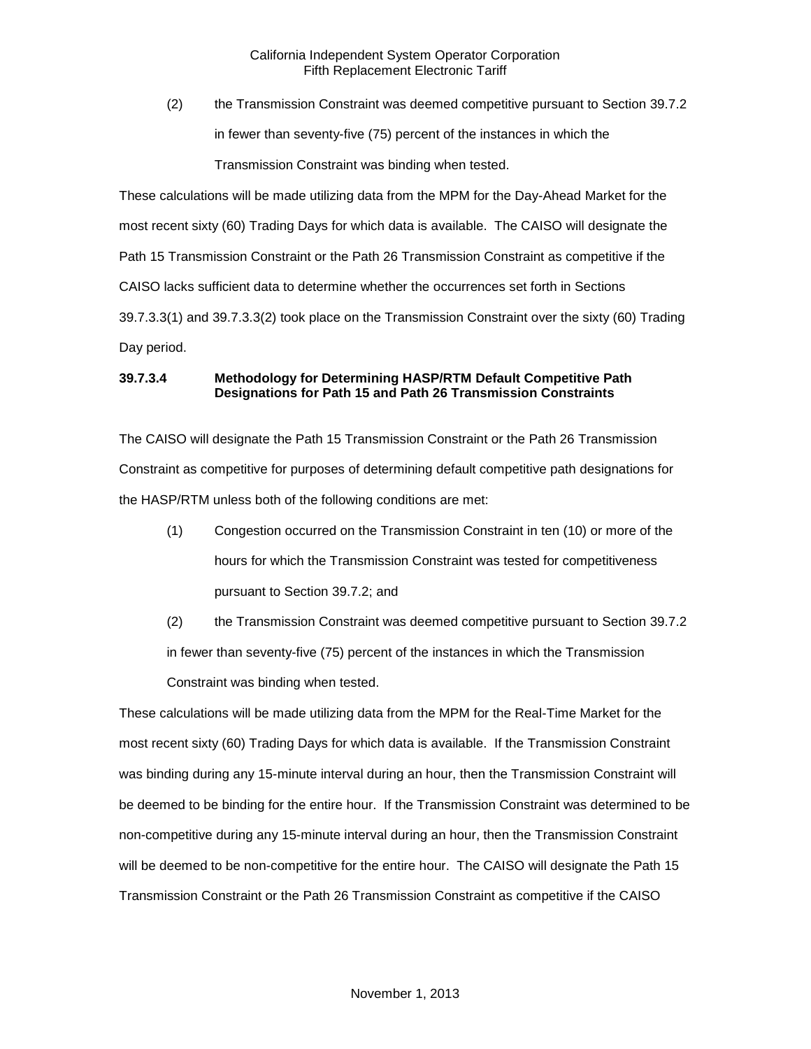(2) the Transmission Constraint was deemed competitive pursuant to Section 39.7.2 in fewer than seventy-five (75) percent of the instances in which the Transmission Constraint was binding when tested.

These calculations will be made utilizing data from the MPM for the Day-Ahead Market for the most recent sixty (60) Trading Days for which data is available. The CAISO will designate the Path 15 Transmission Constraint or the Path 26 Transmission Constraint as competitive if the CAISO lacks sufficient data to determine whether the occurrences set forth in Sections 39.7.3.3(1) and 39.7.3.3(2) took place on the Transmission Constraint over the sixty (60) Trading Day period.

**39.7.3.4 Methodology for Determining HASP/RTM Default Competitive Path Designations for Path 15 and Path 26 Transmission Constraints**

The CAISO will designate the Path 15 Transmission Constraint or the Path 26 Transmission Constraint as competitive for purposes of determining default competitive path designations for the HASP/RTM unless both of the following conditions are met:

(1) Congestion occurred on the Transmission Constraint in ten (10) or more of the hours for which the Transmission Constraint was tested for competitiveness pursuant to Section 39.7.2; and

(2) the Transmission Constraint was deemed competitive pursuant to Section 39.7.2 in fewer than seventy-five (75) percent of the instances in which the Transmission Constraint was binding when tested.

These calculations will be made utilizing data from the MPM for the Real-Time Market for the most recent sixty (60) Trading Days for which data is available. If the Transmission Constraint was binding during any 15-minute interval during an hour, then the Transmission Constraint will be deemed to be binding for the entire hour. If the Transmission Constraint was determined to be non-competitive during any 15-minute interval during an hour, then the Transmission Constraint will be deemed to be non-competitive for the entire hour. The CAISO will designate the Path 15 Transmission Constraint or the Path 26 Transmission Constraint as competitive if the CAISO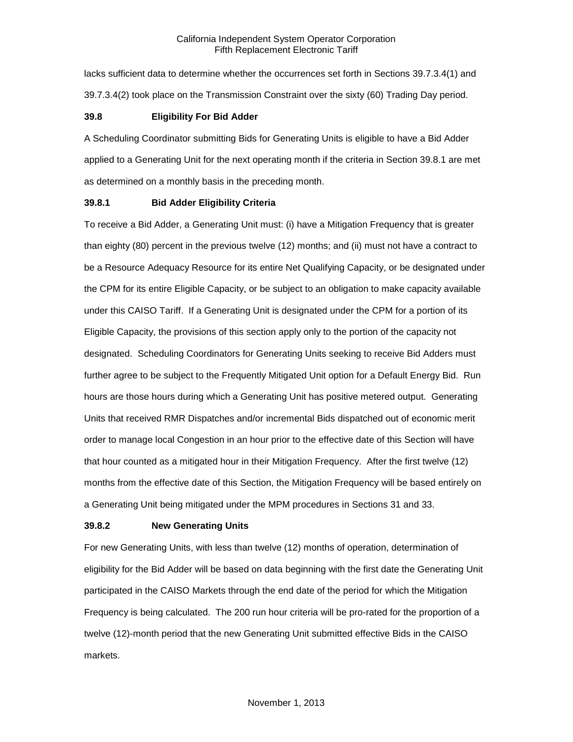lacks sufficient data to determine whether the occurrences set forth in Sections 39.7.3.4(1) and 39.7.3.4(2) took place on the Transmission Constraint over the sixty (60) Trading Day period.

### 39.8 Eligibility For Bid Adder

A Scheduling Coordinator submitting Bids for Generating Units is eligible to have a Bid Adder applied to a Generating Unit for the next operating month if the criteria in Section 39.8.1 are met as determined on a monthly basis in the preceding month.

### 39.8.1 Bid Adder Eligibility Criteria

To receive a Bid Adder, a Generating Unit must: (i) have a Mitigation Frequency that is greater than eighty (80) percent in the previous twelve (12) months; and (ii) must not have a contract to be a Resource Adequacy Resource for its entire Net Qualifying Capacity, or be designated under the CPM for its entire Eligible Capacity, or be subject to an obligation to make capacity available under this CAISO Tariff. If a Generating Unit is designated under the CPM for a portion of its Eligible Capacity, the provisions of this section apply only to the portion of the capacity not designated. Scheduling Coordinators for Generating Units seeking to receive Bid Adders must further agree to be subject to the Frequently Mitigated Unit option for a Default Energy Bid. Run hours are those hours during which a Generating Unit has positive metered output. Generating Units that received RMR Dispatches and/or incremental Bids dispatched out of economic merit order to manage local Congestion in an hour prior to the effective date of this Section will have that hour counted as a mitigated hour in their Mitigation Frequency. After the first twelve (12) months from the effective date of this Section, the Mitigation Frequency will be based entirely on a Generating Unit being mitigated under the MPM procedures in Sections 31 and 33.

### 39.8.2 New Generating Units

For new Generating Units, with less than twelve (12) months of operation, determination of eligibility for the Bid Adder will be based on data beginning with the first date the Generating Unit participated in the CAISO Markets through the end date of the period for which the Mitigation Frequency is being calculated. The 200 run hour criteria will be pro-rated for the proportion of a twelve (12)-month period that the new Generating Unit submitted effective Bids in the CAISO markets.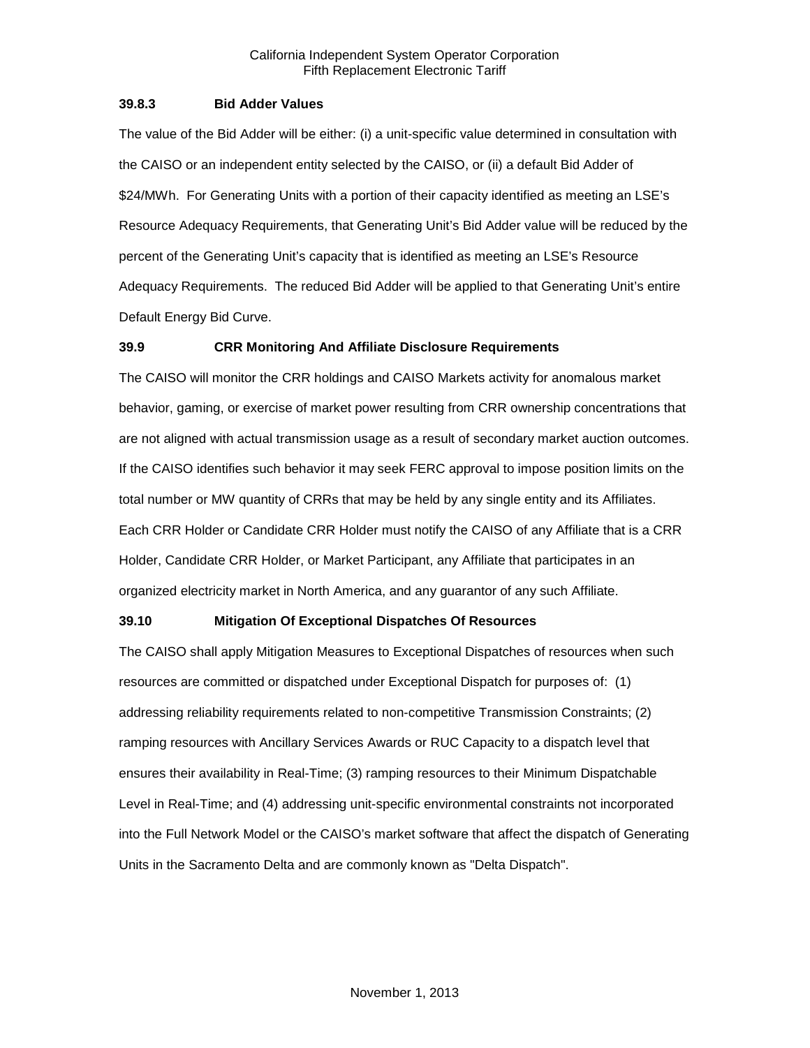### 39.8.3 Bid Adder Values

The value of the Bid Adder will be either: (i) a unit-specific value determined in consultation with the CAISO or an independent entity selected by the CAISO, or (ii) a default Bid Adder of $24/MWh. For Generating Units with a portion of their capacity identified as meeting an LSE's Resource Adequacy Requirements, that Generating Unit's Bid Adder value will be reduced by the percent of the Generating Unit's capacity that is identified as meeting an LSE's Resource Adequacy Requirements. The reduced Bid Adder will be applied to that Generating Unit's entire Default Energy Bid Curve.

## 39.9 CRR Monitoring And Affiliate Disclosure Requirements

The CAISO will monitor the CRR holdings and CAISO Markets activity for anomalous market behavior, gaming, or exercise of market power resulting from CRR ownership concentrations that are not aligned with actual transmission usage as a result of secondary market auction outcomes. If the CAISO identifies such behavior it may seek FERC approval to impose position limits on the total number or MW quantity of CRRs that may be held by any single entity and its Affiliates. Each CRR Holder or Candidate CRR Holder must notify the CAISO of any Affiliate that is a CRR Holder, Candidate CRR Holder, or Market Participant, any Affiliate that participates in an organized electricity market in North America, and any guarantor of any such Affiliate.

## 39.10 Mitigation Of Exceptional Dispatches Of Resources

The CAISO shall apply Mitigation Measures to Exceptional Dispatches of resources when such resources are committed or dispatched under Exceptional Dispatch for purposes of: (1) addressing reliability requirements related to non-competitive Transmission Constraints; (2) ramping resources with Ancillary Services Awards or RUC Capacity to a dispatch level that ensures their availability in Real-Time; (3) ramping resources to their Minimum Dispatchable Level in Real-Time; and (4) addressing unit-specific environmental constraints not incorporated into the Full Network Model or the CAISO's market software that affect the dispatch of Generating Units in the Sacramento Delta and are commonly known as "Delta Dispatch".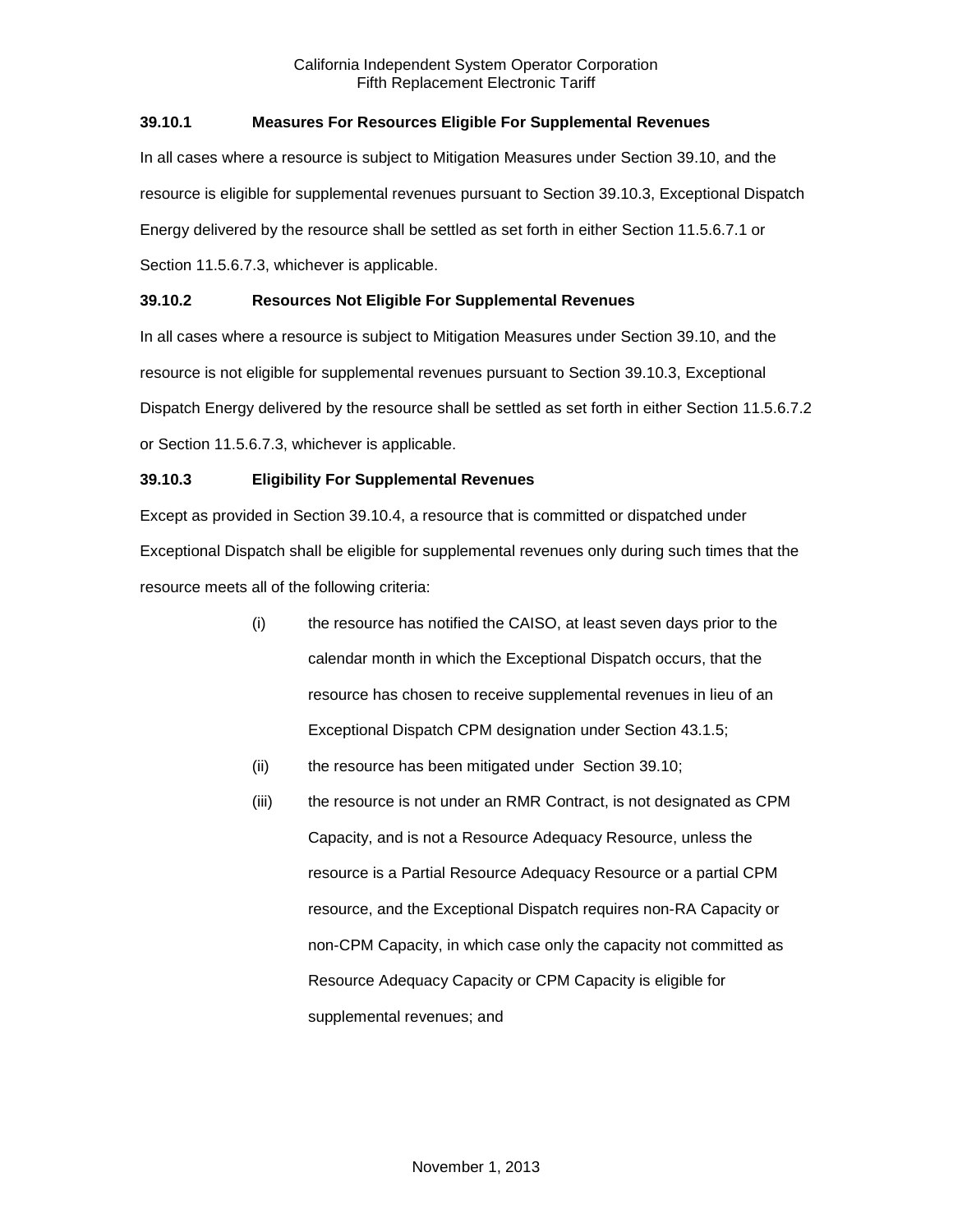### 39.10.1 Measures For Resources Eligible For Supplemental Revenues

In all cases where a resource is subject to Mitigation Measures under Section 39.10, and the resource is eligible for supplemental revenues pursuant to Section 39.10.3, Exceptional Dispatch Energy delivered by the resource shall be settled as set forth in either Section 11.5.6.7.1 or Section 11.5.6.7.3, whichever is applicable.

### 39.10.2 Resources Not Eligible For Supplemental Revenues

In all cases where a resource is subject to Mitigation Measures under Section 39.10, and the resource is not eligible for supplemental revenues pursuant to Section 39.10.3, Exceptional Dispatch Energy delivered by the resource shall be settled as set forth in either Section 11.5.6.7.2 or Section 11.5.6.7.3, whichever is applicable.

### 39.10.3 Eligibility For Supplemental Revenues

Except as provided in Section 39.10.4, a resource that is committed or dispatched under Exceptional Dispatch shall be eligible for supplemental revenues only during such times that the resource meets all of the following criteria:

(i) the resource has notified the CAISO, at least seven days prior to the calendar month in which the Exceptional Dispatch occurs, that the resource has chosen to receive supplemental revenues in lieu of an Exceptional Dispatch CPM designation under Section 43.1.5;

(ii) the resource has been mitigated under Section 39.10;

(iii) the resource is not under an RMR Contract, is not designated as CPM Capacity, and is not a Resource Adequacy Resource, unless the resource is a Partial Resource Adequacy Resource or a partial CPM resource, and the Exceptional Dispatch requires non-RA Capacity or non-CPM Capacity, in which case only the capacity not committed as Resource Adequacy Capacity or CPM Capacity is eligible for supplemental revenues; and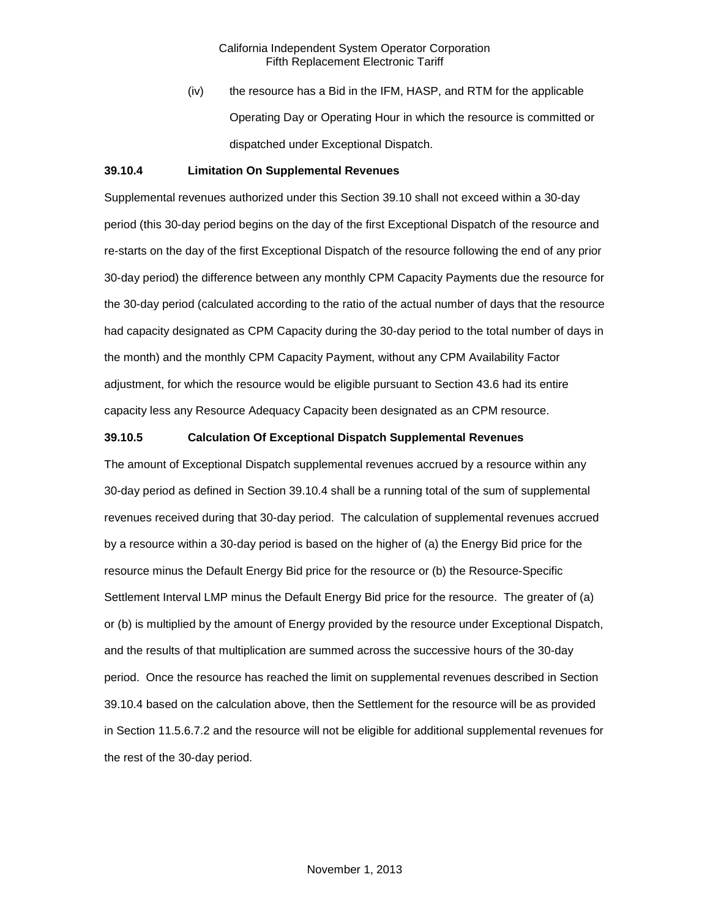(iv) the resource has a Bid in the IFM, HASP, and RTM for the applicable Operating Day or Operating Hour in which the resource is committed or dispatched under Exceptional Dispatch.

**39.10.4 Limitation On Supplemental Revenues**

Supplemental revenues authorized under this Section 39.10 shall not exceed within a 30-day period (this 30-day period begins on the day of the first Exceptional Dispatch of the resource and re-starts on the day of the first Exceptional Dispatch of the resource following the end of any prior 30-day period) the difference between any monthly CPM Capacity Payments due the resource for the 30-day period (calculated according to the ratio of the actual number of days that the resource had capacity designated as CPM Capacity during the 30-day period to the total number of days in the month) and the monthly CPM Capacity Payment, without any CPM Availability Factor adjustment, for which the resource would be eligible pursuant to Section 43.6 had its entire capacity less any Resource Adequacy Capacity been designated as an CPM resource.

**39.10.5 Calculation Of Exceptional Dispatch Supplemental Revenues**

The amount of Exceptional Dispatch supplemental revenues accrued by a resource within any 30-day period as defined in Section 39.10.4 shall be a running total of the sum of supplemental revenues received during that 30-day period. The calculation of supplemental revenues accrued by a resource within a 30-day period is based on the higher of (a) the Energy Bid price for the resource minus the Default Energy Bid price for the resource or (b) the Resource-Specific Settlement Interval LMP minus the Default Energy Bid price for the resource. The greater of (a) or (b) is multiplied by the amount of Energy provided by the resource under Exceptional Dispatch, and the results of that multiplication are summed across the successive hours of the 30-day period. Once the resource has reached the limit on supplemental revenues described in Section 39.10.4 based on the calculation above, then the Settlement for the resource will be as provided in Section 11.5.6.7.2 and the resource will not be eligible for additional supplemental revenues for the rest of the 30-day period.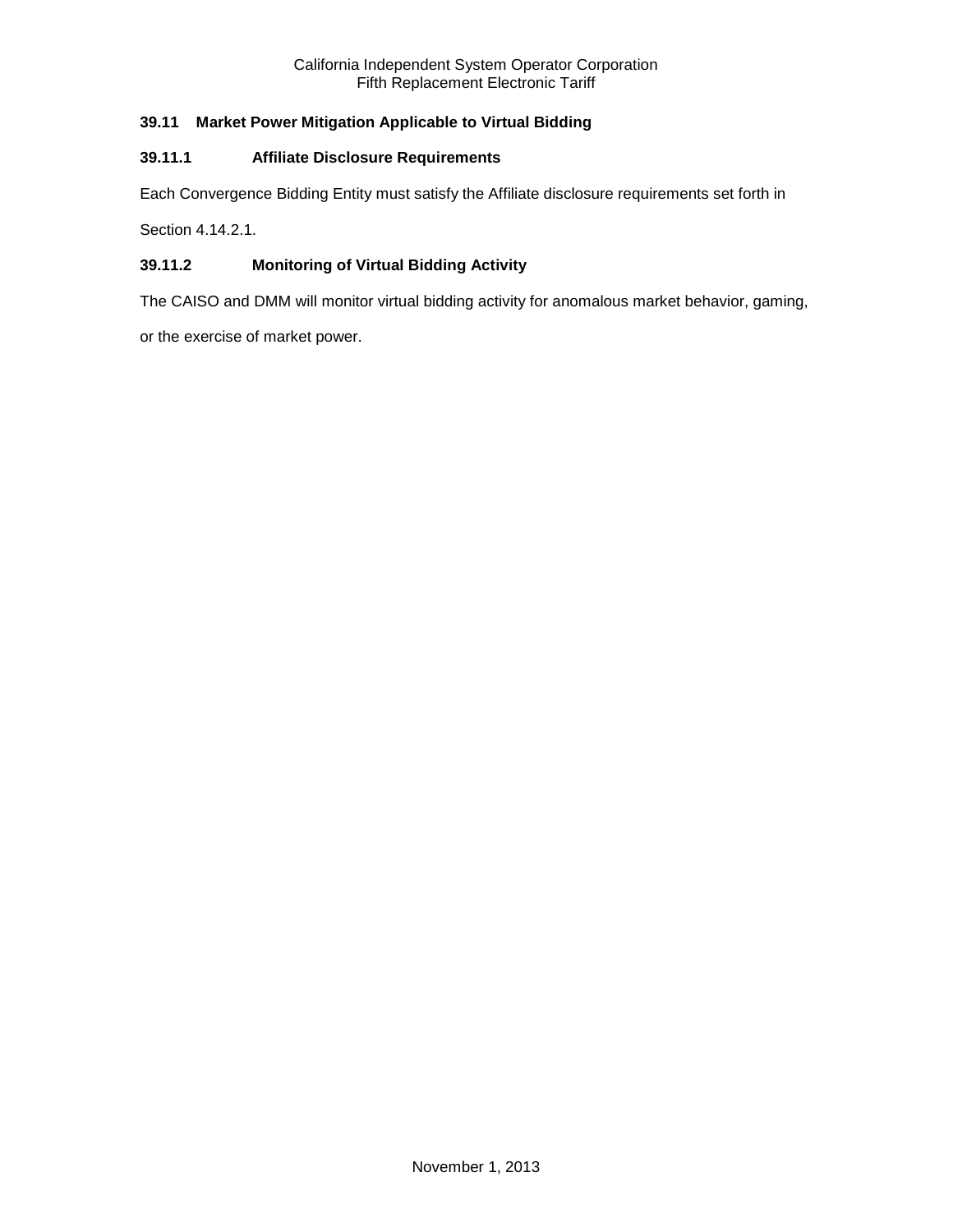### 39.11 Market Power Mitigation Applicable to Virtual Bidding

#### 39.11.1 Affiliate Disclosure Requirements

Each Convergence Bidding Entity must satisfy the Affiliate disclosure requirements set forth in Section 4.14.2.1.

#### 39.11.2 Monitoring of Virtual Bidding Activity

The CAISO and DMM will monitor virtual bidding activity for anomalous market behavior, gaming, or the exercise of market power.